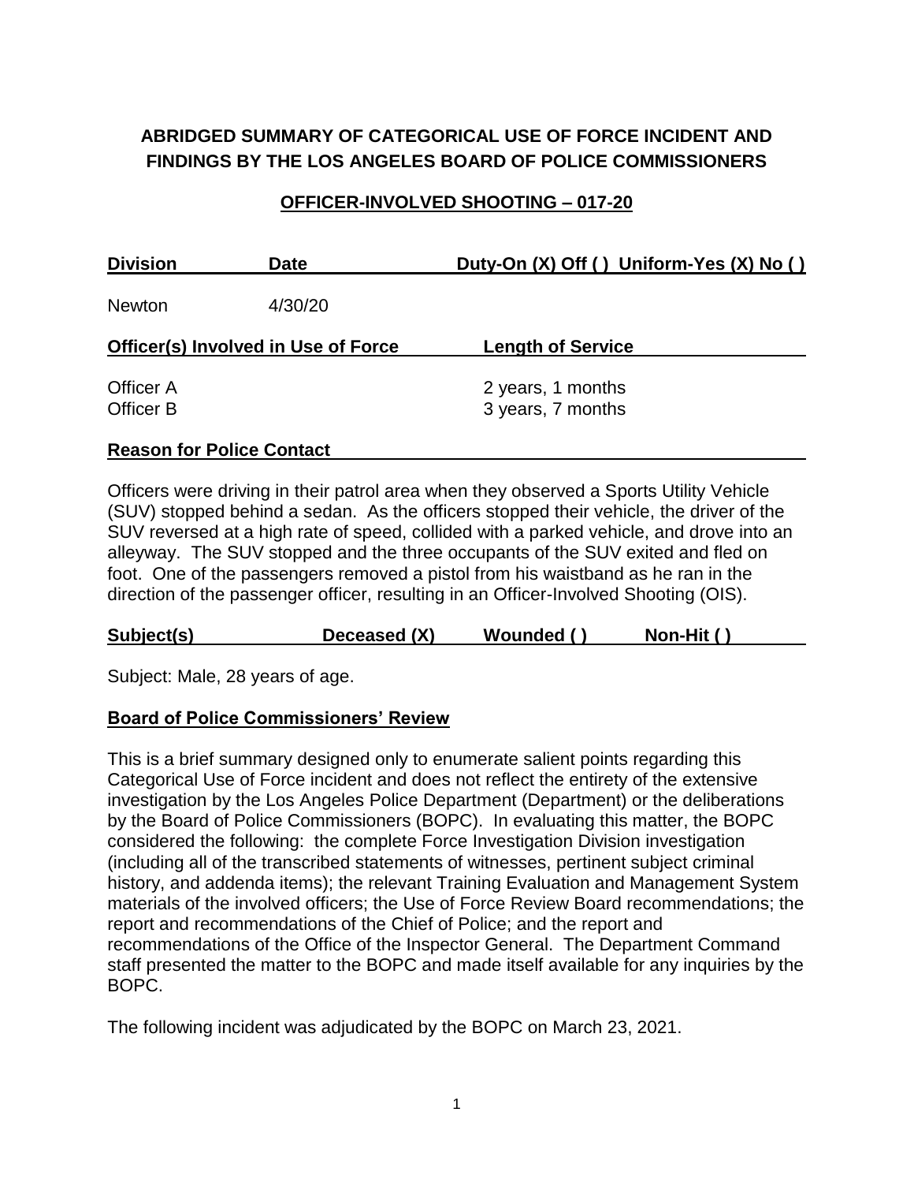# ABRIDGED SUMMARY OF CATEGORICAL USE OF FORCE INCIDENT AND FINDINGS BY THE LOS ANGELES BOARD OF POLICE COMMISSIONERS

## OFFICER-INVOLVED SHOOTING – 017-20

| Division | Date | Duty-On (X) Off ( ) Uniform-Yes (X) No ( ) |
|---|---|---|
| Newton | 4/30/20 | |

| Officer(s) Involved in Use of Force | Length of Service |
|---|---|
| Officer A | 2 years, 1 months |
| Officer B | 3 years, 7 months |

**Reason for Police Contact**

Officers were driving in their patrol area when they observed a Sports Utility Vehicle (SUV) stopped behind a sedan. As the officers stopped their vehicle, the driver of the SUV reversed at a high rate of speed, collided with a parked vehicle, and drove into an alleyway. The SUV stopped and the three occupants of the SUV exited and fled on foot. One of the passengers removed a pistol from his waistband as he ran in the direction of the passenger officer, resulting in an Officer-Involved Shooting (OIS).

| Subject(s) | Deceased (X) | Wounded ( ) | Non-Hit ( ) |
|---|---|---|---|

Subject: Male, 28 years of age.

**Board of Police Commissioners' Review**

This is a brief summary designed only to enumerate salient points regarding this Categorical Use of Force incident and does not reflect the entirety of the extensive investigation by the Los Angeles Police Department (Department) or the deliberations by the Board of Police Commissioners (BOPC). In evaluating this matter, the BOPC considered the following: the complete Force Investigation Division investigation (including all of the transcribed statements of witnesses, pertinent subject criminal history, and addenda items); the relevant Training Evaluation and Management System materials of the involved officers; the Use of Force Review Board recommendations; the report and recommendations of the Chief of Police; and the report and recommendations of the Office of the Inspector General. The Department Command staff presented the matter to the BOPC and made itself available for any inquiries by the BOPC.

The following incident was adjudicated by the BOPC on March 23, 2021.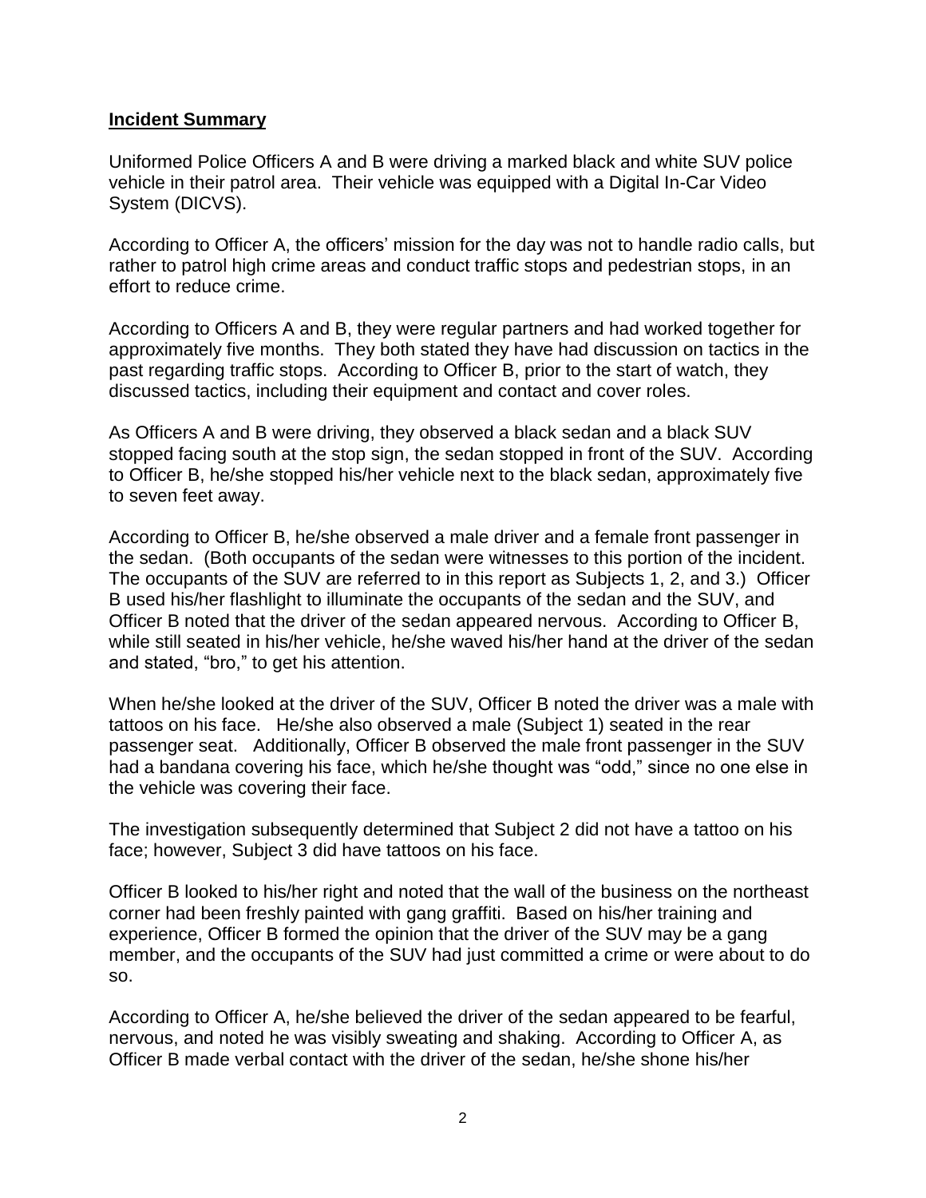**Incident Summary**

Uniformed Police Officers A and B were driving a marked black and white SUV police vehicle in their patrol area. Their vehicle was equipped with a Digital In-Car Video System (DICVS).

According to Officer A, the officers' mission for the day was not to handle radio calls, but rather to patrol high crime areas and conduct traffic stops and pedestrian stops, in an effort to reduce crime.

According to Officers A and B, they were regular partners and had worked together for approximately five months. They both stated they have had discussion on tactics in the past regarding traffic stops. According to Officer B, prior to the start of watch, they discussed tactics, including their equipment and contact and cover roles.

As Officers A and B were driving, they observed a black sedan and a black SUV stopped facing south at the stop sign, the sedan stopped in front of the SUV. According to Officer B, he/she stopped his/her vehicle next to the black sedan, approximately five to seven feet away.

According to Officer B, he/she observed a male driver and a female front passenger in the sedan. (Both occupants of the sedan were witnesses to this portion of the incident. The occupants of the SUV are referred to in this report as Subjects 1, 2, and 3.) Officer B used his/her flashlight to illuminate the occupants of the sedan and the SUV, and Officer B noted that the driver of the sedan appeared nervous. According to Officer B, while still seated in his/her vehicle, he/she waved his/her hand at the driver of the sedan and stated, "bro," to get his attention.

When he/she looked at the driver of the SUV, Officer B noted the driver was a male with tattoos on his face. He/she also observed a male (Subject 1) seated in the rear passenger seat. Additionally, Officer B observed the male front passenger in the SUV had a bandana covering his face, which he/she thought was "odd," since no one else in the vehicle was covering their face.

The investigation subsequently determined that Subject 2 did not have a tattoo on his face; however, Subject 3 did have tattoos on his face.

Officer B looked to his/her right and noted that the wall of the business on the northeast corner had been freshly painted with gang graffiti. Based on his/her training and experience, Officer B formed the opinion that the driver of the SUV may be a gang member, and the occupants of the SUV had just committed a crime or were about to do so.

According to Officer A, he/she believed the driver of the sedan appeared to be fearful, nervous, and noted he was visibly sweating and shaking. According to Officer A, as Officer B made verbal contact with the driver of the sedan, he/she shone his/her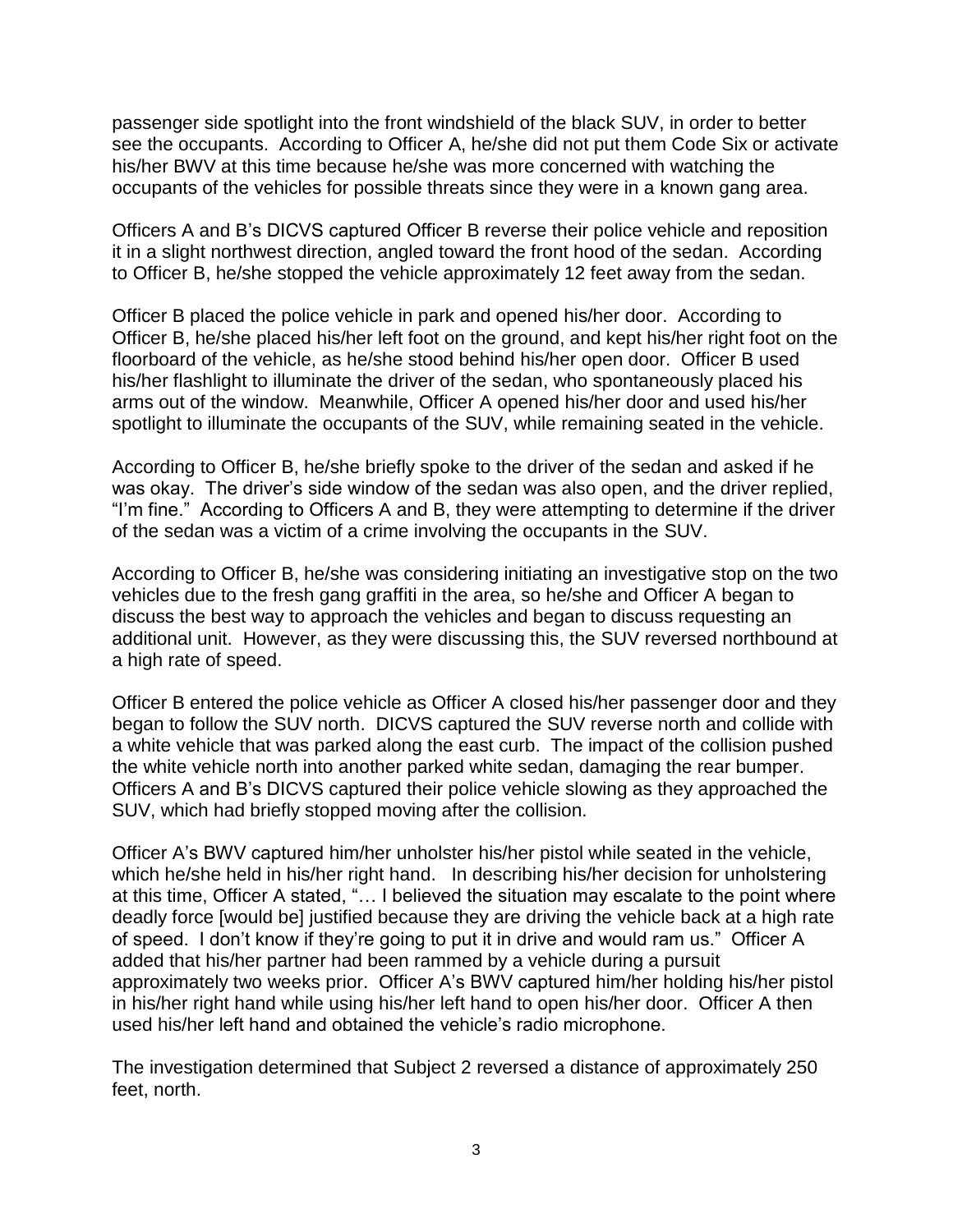passenger side spotlight into the front windshield of the black SUV, in order to better see the occupants. According to Officer A, he/she did not put them Code Six or activate his/her BWV at this time because he/she was more concerned with watching the occupants of the vehicles for possible threats since they were in a known gang area.

Officers A and B's DICVS captured Officer B reverse their police vehicle and reposition it in a slight northwest direction, angled toward the front hood of the sedan. According to Officer B, he/she stopped the vehicle approximately 12 feet away from the sedan.

Officer B placed the police vehicle in park and opened his/her door. According to Officer B, he/she placed his/her left foot on the ground, and kept his/her right foot on the floorboard of the vehicle, as he/she stood behind his/her open door. Officer B used his/her flashlight to illuminate the driver of the sedan, who spontaneously placed his arms out of the window. Meanwhile, Officer A opened his/her door and used his/her spotlight to illuminate the occupants of the SUV, while remaining seated in the vehicle.

According to Officer B, he/she briefly spoke to the driver of the sedan and asked if he was okay. The driver's side window of the sedan was also open, and the driver replied, "I'm fine." According to Officers A and B, they were attempting to determine if the driver of the sedan was a victim of a crime involving the occupants in the SUV.

According to Officer B, he/she was considering initiating an investigative stop on the two vehicles due to the fresh gang graffiti in the area, so he/she and Officer A began to discuss the best way to approach the vehicles and began to discuss requesting an additional unit. However, as they were discussing this, the SUV reversed northbound at a high rate of speed.

Officer B entered the police vehicle as Officer A closed his/her passenger door and they began to follow the SUV north. DICVS captured the SUV reverse north and collide with a white vehicle that was parked along the east curb. The impact of the collision pushed the white vehicle north into another parked white sedan, damaging the rear bumper. Officers A and B's DICVS captured their police vehicle slowing as they approached the SUV, which had briefly stopped moving after the collision.

Officer A's BWV captured him/her unholster his/her pistol while seated in the vehicle, which he/she held in his/her right hand. In describing his/her decision for unholstering at this time, Officer A stated, "… I believed the situation may escalate to the point where deadly force [would be] justified because they are driving the vehicle back at a high rate of speed. I don't know if they're going to put it in drive and would ram us." Officer A added that his/her partner had been rammed by a vehicle during a pursuit approximately two weeks prior. Officer A's BWV captured him/her holding his/her pistol in his/her right hand while using his/her left hand to open his/her door. Officer A then used his/her left hand and obtained the vehicle's radio microphone.

The investigation determined that Subject 2 reversed a distance of approximately 250 feet, north.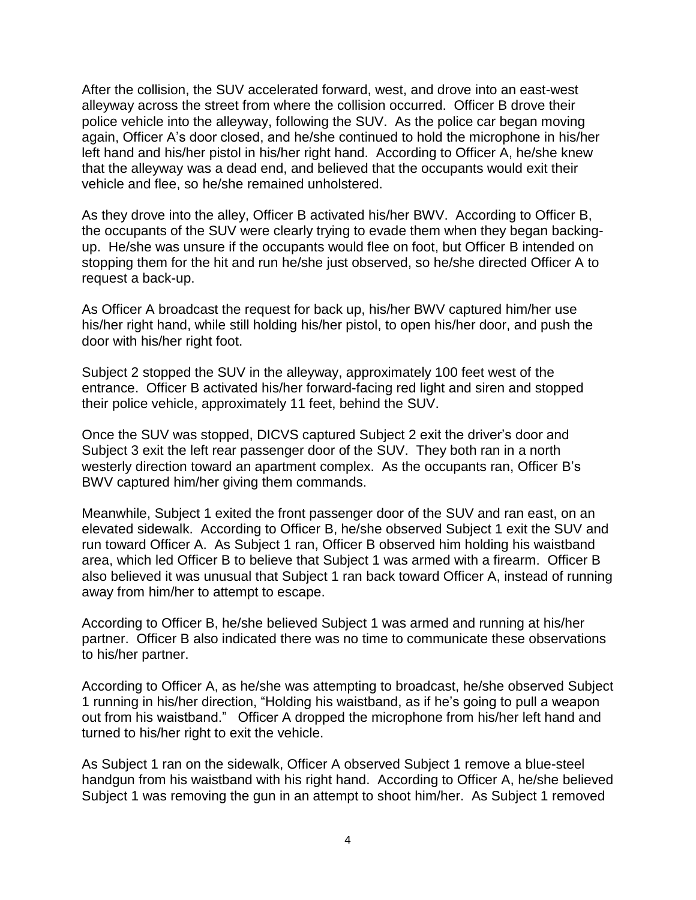After the collision, the SUV accelerated forward, west, and drove into an east-west alleyway across the street from where the collision occurred. Officer B drove their police vehicle into the alleyway, following the SUV. As the police car began moving again, Officer A's door closed, and he/she continued to hold the microphone in his/her left hand and his/her pistol in his/her right hand. According to Officer A, he/she knew that the alleyway was a dead end, and believed that the occupants would exit their vehicle and flee, so he/she remained unholstered.

As they drove into the alley, Officer B activated his/her BWV. According to Officer B, the occupants of the SUV were clearly trying to evade them when they began backing-up. He/she was unsure if the occupants would flee on foot, but Officer B intended on stopping them for the hit and run he/she just observed, so he/she directed Officer A to request a back-up.

As Officer A broadcast the request for back up, his/her BWV captured him/her use his/her right hand, while still holding his/her pistol, to open his/her door, and push the door with his/her right foot.

Subject 2 stopped the SUV in the alleyway, approximately 100 feet west of the entrance. Officer B activated his/her forward-facing red light and siren and stopped their police vehicle, approximately 11 feet, behind the SUV.

Once the SUV was stopped, DICVS captured Subject 2 exit the driver's door and Subject 3 exit the left rear passenger door of the SUV. They both ran in a north westerly direction toward an apartment complex. As the occupants ran, Officer B's BWV captured him/her giving them commands.

Meanwhile, Subject 1 exited the front passenger door of the SUV and ran east, on an elevated sidewalk. According to Officer B, he/she observed Subject 1 exit the SUV and run toward Officer A. As Subject 1 ran, Officer B observed him holding his waistband area, which led Officer B to believe that Subject 1 was armed with a firearm. Officer B also believed it was unusual that Subject 1 ran back toward Officer A, instead of running away from him/her to attempt to escape.

According to Officer B, he/she believed Subject 1 was armed and running at his/her partner. Officer B also indicated there was no time to communicate these observations to his/her partner.

According to Officer A, as he/she was attempting to broadcast, he/she observed Subject 1 running in his/her direction, "Holding his waistband, as if he's going to pull a weapon out from his waistband." Officer A dropped the microphone from his/her left hand and turned to his/her right to exit the vehicle.

As Subject 1 ran on the sidewalk, Officer A observed Subject 1 remove a blue-steel handgun from his waistband with his right hand. According to Officer A, he/she believed Subject 1 was removing the gun in an attempt to shoot him/her. As Subject 1 removed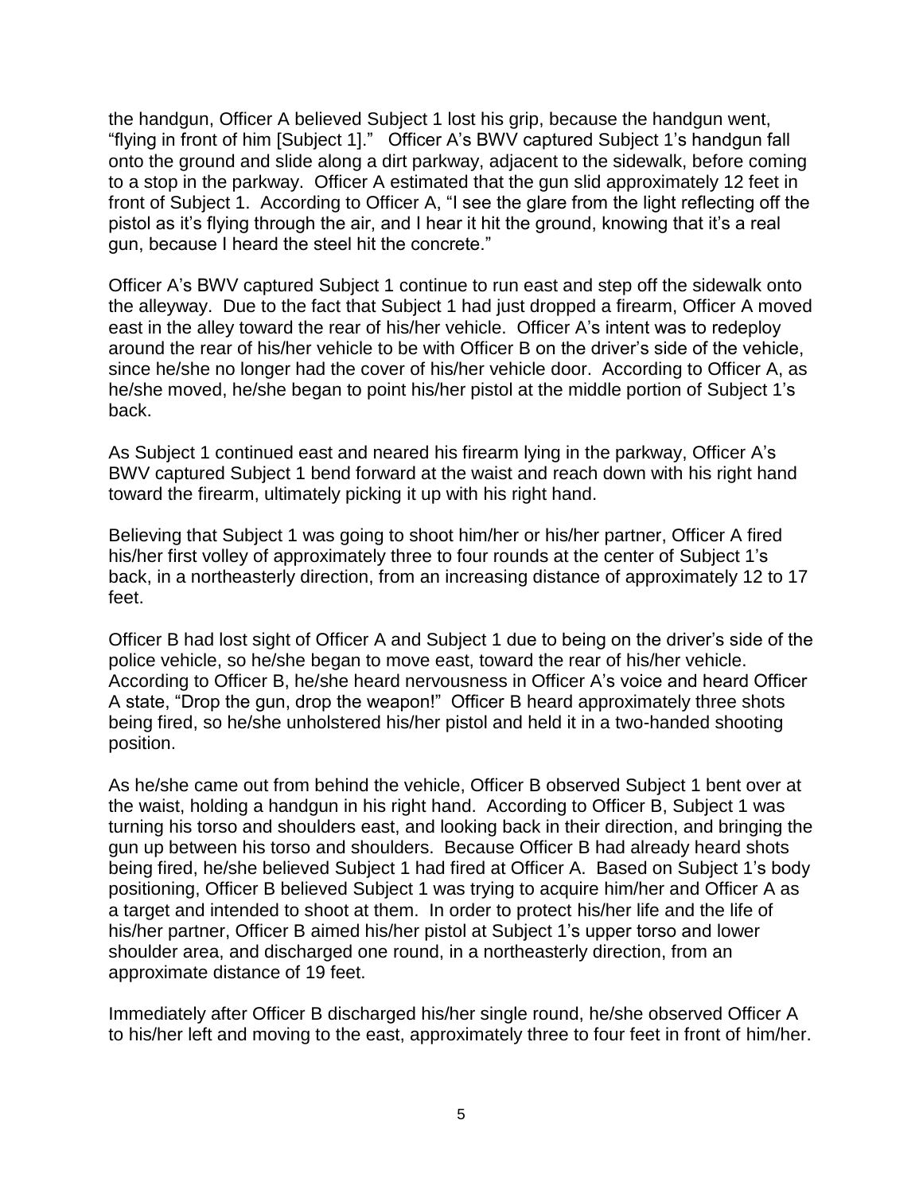the handgun, Officer A believed Subject 1 lost his grip, because the handgun went, "flying in front of him [Subject 1]." Officer A's BWV captured Subject 1's handgun fall onto the ground and slide along a dirt parkway, adjacent to the sidewalk, before coming to a stop in the parkway. Officer A estimated that the gun slid approximately 12 feet in front of Subject 1. According to Officer A, "I see the glare from the light reflecting off the pistol as it's flying through the air, and I hear it hit the ground, knowing that it's a real gun, because I heard the steel hit the concrete."

Officer A's BWV captured Subject 1 continue to run east and step off the sidewalk onto the alleyway. Due to the fact that Subject 1 had just dropped a firearm, Officer A moved east in the alley toward the rear of his/her vehicle. Officer A's intent was to redeploy around the rear of his/her vehicle to be with Officer B on the driver's side of the vehicle, since he/she no longer had the cover of his/her vehicle door. According to Officer A, as he/she moved, he/she began to point his/her pistol at the middle portion of Subject 1's back.

As Subject 1 continued east and neared his firearm lying in the parkway, Officer A's BWV captured Subject 1 bend forward at the waist and reach down with his right hand toward the firearm, ultimately picking it up with his right hand.

Believing that Subject 1 was going to shoot him/her or his/her partner, Officer A fired his/her first volley of approximately three to four rounds at the center of Subject 1's back, in a northeasterly direction, from an increasing distance of approximately 12 to 17 feet.

Officer B had lost sight of Officer A and Subject 1 due to being on the driver's side of the police vehicle, so he/she began to move east, toward the rear of his/her vehicle. According to Officer B, he/she heard nervousness in Officer A's voice and heard Officer A state, "Drop the gun, drop the weapon!" Officer B heard approximately three shots being fired, so he/she unholstered his/her pistol and held it in a two-handed shooting position.

As he/she came out from behind the vehicle, Officer B observed Subject 1 bent over at the waist, holding a handgun in his right hand. According to Officer B, Subject 1 was turning his torso and shoulders east, and looking back in their direction, and bringing the gun up between his torso and shoulders. Because Officer B had already heard shots being fired, he/she believed Subject 1 had fired at Officer A. Based on Subject 1's body positioning, Officer B believed Subject 1 was trying to acquire him/her and Officer A as a target and intended to shoot at them. In order to protect his/her life and the life of his/her partner, Officer B aimed his/her pistol at Subject 1's upper torso and lower shoulder area, and discharged one round, in a northeasterly direction, from an approximate distance of 19 feet.

Immediately after Officer B discharged his/her single round, he/she observed Officer A to his/her left and moving to the east, approximately three to four feet in front of him/her.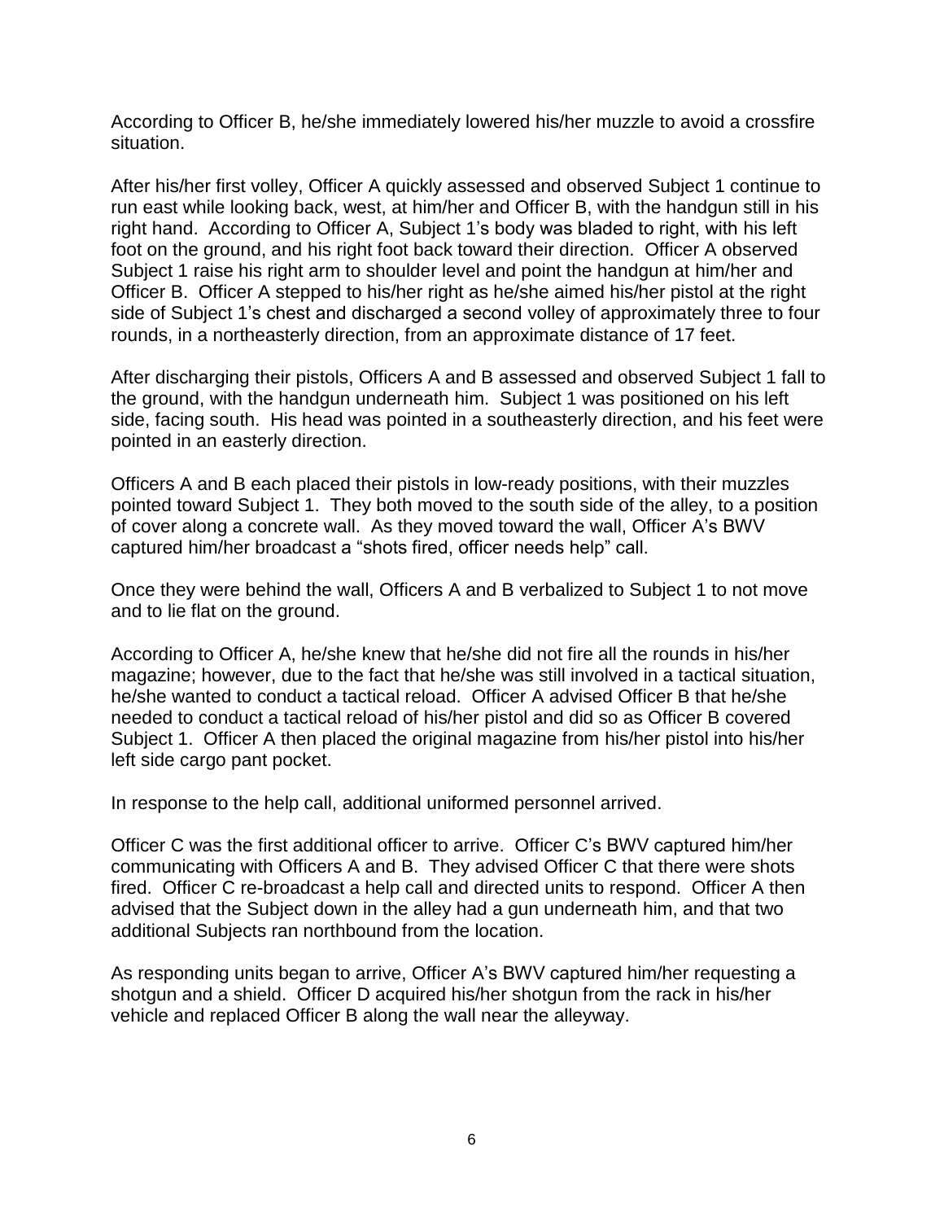According to Officer B, he/she immediately lowered his/her muzzle to avoid a crossfire situation.

After his/her first volley, Officer A quickly assessed and observed Subject 1 continue to run east while looking back, west, at him/her and Officer B, with the handgun still in his right hand. According to Officer A, Subject 1's body was bladed to right, with his left foot on the ground, and his right foot back toward their direction. Officer A observed Subject 1 raise his right arm to shoulder level and point the handgun at him/her and Officer B. Officer A stepped to his/her right as he/she aimed his/her pistol at the right side of Subject 1's chest and discharged a second volley of approximately three to four rounds, in a northeasterly direction, from an approximate distance of 17 feet.

After discharging their pistols, Officers A and B assessed and observed Subject 1 fall to the ground, with the handgun underneath him. Subject 1 was positioned on his left side, facing south. His head was pointed in a southeasterly direction, and his feet were pointed in an easterly direction.

Officers A and B each placed their pistols in low-ready positions, with their muzzles pointed toward Subject 1. They both moved to the south side of the alley, to a position of cover along a concrete wall. As they moved toward the wall, Officer A's BWV captured him/her broadcast a "shots fired, officer needs help" call.

Once they were behind the wall, Officers A and B verbalized to Subject 1 to not move and to lie flat on the ground.

According to Officer A, he/she knew that he/she did not fire all the rounds in his/her magazine; however, due to the fact that he/she was still involved in a tactical situation, he/she wanted to conduct a tactical reload. Officer A advised Officer B that he/she needed to conduct a tactical reload of his/her pistol and did so as Officer B covered Subject 1. Officer A then placed the original magazine from his/her pistol into his/her left side cargo pant pocket.

In response to the help call, additional uniformed personnel arrived.

Officer C was the first additional officer to arrive. Officer C's BWV captured him/her communicating with Officers A and B. They advised Officer C that there were shots fired. Officer C re-broadcast a help call and directed units to respond. Officer A then advised that the Subject down in the alley had a gun underneath him, and that two additional Subjects ran northbound from the location.

As responding units began to arrive, Officer A's BWV captured him/her requesting a shotgun and a shield. Officer D acquired his/her shotgun from the rack in his/her vehicle and replaced Officer B along the wall near the alleyway.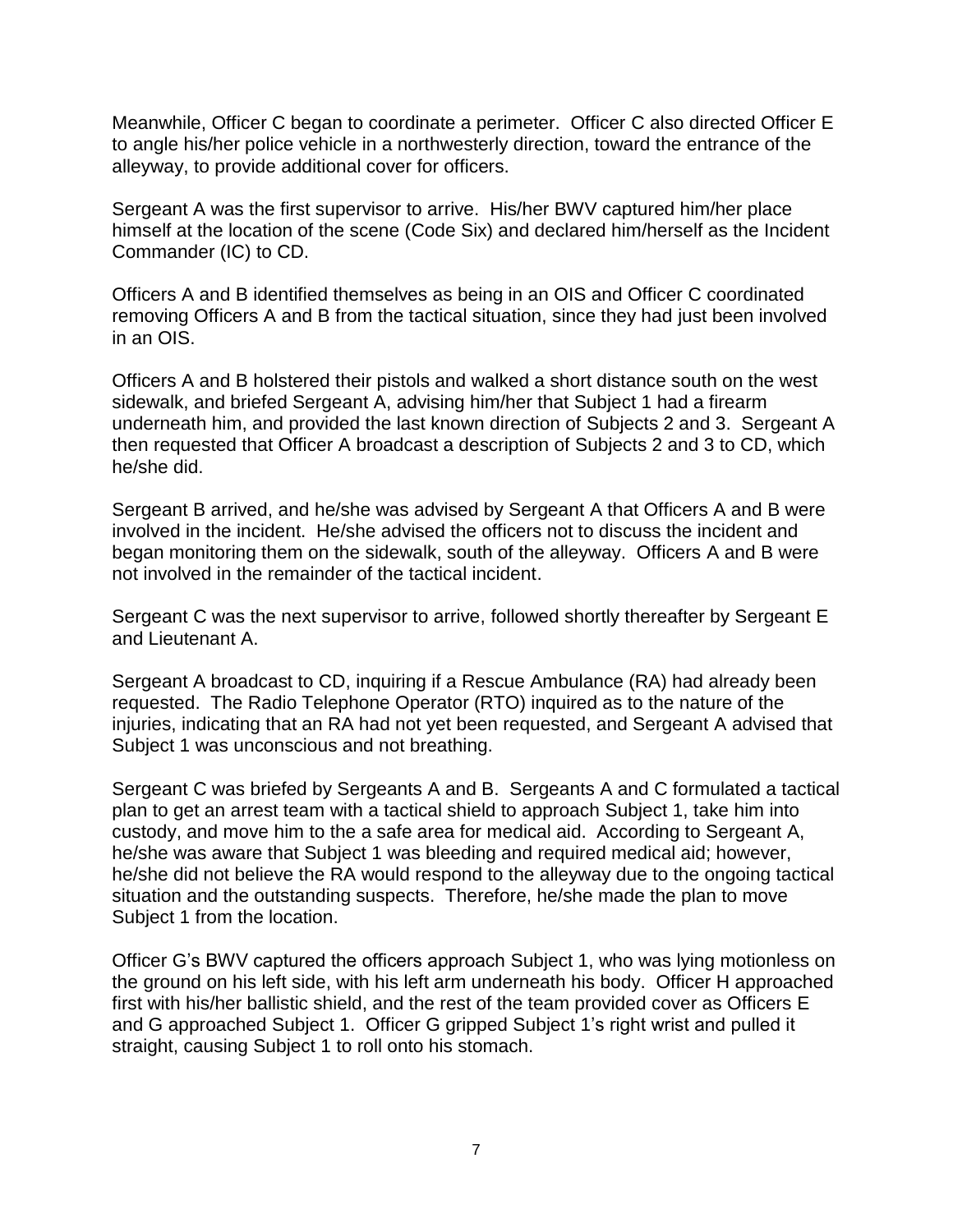Meanwhile, Officer C began to coordinate a perimeter. Officer C also directed Officer E to angle his/her police vehicle in a northwesterly direction, toward the entrance of the alleyway, to provide additional cover for officers.

Sergeant A was the first supervisor to arrive. His/her BWV captured him/her place himself at the location of the scene (Code Six) and declared him/herself as the Incident Commander (IC) to CD.

Officers A and B identified themselves as being in an OIS and Officer C coordinated removing Officers A and B from the tactical situation, since they had just been involved in an OIS.

Officers A and B holstered their pistols and walked a short distance south on the west sidewalk, and briefed Sergeant A, advising him/her that Subject 1 had a firearm underneath him, and provided the last known direction of Subjects 2 and 3. Sergeant A then requested that Officer A broadcast a description of Subjects 2 and 3 to CD, which he/she did.

Sergeant B arrived, and he/she was advised by Sergeant A that Officers A and B were involved in the incident. He/she advised the officers not to discuss the incident and began monitoring them on the sidewalk, south of the alleyway. Officers A and B were not involved in the remainder of the tactical incident.

Sergeant C was the next supervisor to arrive, followed shortly thereafter by Sergeant E and Lieutenant A.

Sergeant A broadcast to CD, inquiring if a Rescue Ambulance (RA) had already been requested. The Radio Telephone Operator (RTO) inquired as to the nature of the injuries, indicating that an RA had not yet been requested, and Sergeant A advised that Subject 1 was unconscious and not breathing.

Sergeant C was briefed by Sergeants A and B. Sergeants A and C formulated a tactical plan to get an arrest team with a tactical shield to approach Subject 1, take him into custody, and move him to the a safe area for medical aid. According to Sergeant A, he/she was aware that Subject 1 was bleeding and required medical aid; however, he/she did not believe the RA would respond to the alleyway due to the ongoing tactical situation and the outstanding suspects. Therefore, he/she made the plan to move Subject 1 from the location.

Officer G's BWV captured the officers approach Subject 1, who was lying motionless on the ground on his left side, with his left arm underneath his body. Officer H approached first with his/her ballistic shield, and the rest of the team provided cover as Officers E and G approached Subject 1. Officer G gripped Subject 1's right wrist and pulled it straight, causing Subject 1 to roll onto his stomach.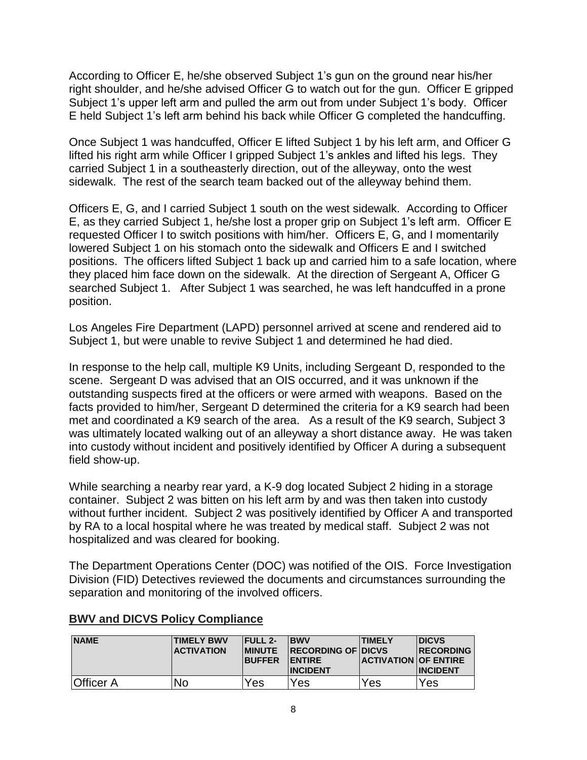According to Officer E, he/she observed Subject 1's gun on the ground near his/her right shoulder, and he/she advised Officer G to watch out for the gun. Officer E gripped Subject 1's upper left arm and pulled the arm out from under Subject 1's body. Officer E held Subject 1's left arm behind his back while Officer G completed the handcuffing.

Once Subject 1 was handcuffed, Officer E lifted Subject 1 by his left arm, and Officer G lifted his right arm while Officer I gripped Subject 1's ankles and lifted his legs. They carried Subject 1 in a southeasterly direction, out of the alleyway, onto the west sidewalk. The rest of the search team backed out of the alleyway behind them.

Officers E, G, and I carried Subject 1 south on the west sidewalk. According to Officer E, as they carried Subject 1, he/she lost a proper grip on Subject 1's left arm. Officer E requested Officer I to switch positions with him/her. Officers E, G, and I momentarily lowered Subject 1 on his stomach onto the sidewalk and Officers E and I switched positions. The officers lifted Subject 1 back up and carried him to a safe location, where they placed him face down on the sidewalk. At the direction of Sergeant A, Officer G searched Subject 1. After Subject 1 was searched, he was left handcuffed in a prone position.

Los Angeles Fire Department (LAPD) personnel arrived at scene and rendered aid to Subject 1, but were unable to revive Subject 1 and determined he had died.

In response to the help call, multiple K9 Units, including Sergeant D, responded to the scene. Sergeant D was advised that an OIS occurred, and it was unknown if the outstanding suspects fired at the officers or were armed with weapons. Based on the facts provided to him/her, Sergeant D determined the criteria for a K9 search had been met and coordinated a K9 search of the area. As a result of the K9 search, Subject 3 was ultimately located walking out of an alleyway a short distance away. He was taken into custody without incident and positively identified by Officer A during a subsequent field show-up.

While searching a nearby rear yard, a K-9 dog located Subject 2 hiding in a storage container. Subject 2 was bitten on his left arm by and was then taken into custody without further incident. Subject 2 was positively identified by Officer A and transported by RA to a local hospital where he was treated by medical staff. Subject 2 was not hospitalized and was cleared for booking.

The Department Operations Center (DOC) was notified of the OIS. Force Investigation Division (FID) Detectives reviewed the documents and circumstances surrounding the separation and monitoring of the involved officers.

## BWV and DICVS Policy Compliance

| NAME | TIMELY BWV ACTIVATION | FULL 2-MINUTE BUFFER | BWV RECORDING OF ENTIRE INCIDENT | TIMELY DICVS ACTIVATION | DICVS RECORDING OF ENTIRE INCIDENT |
|---|---|---|---|---|---|
| Officer A | No | Yes | Yes | Yes | Yes |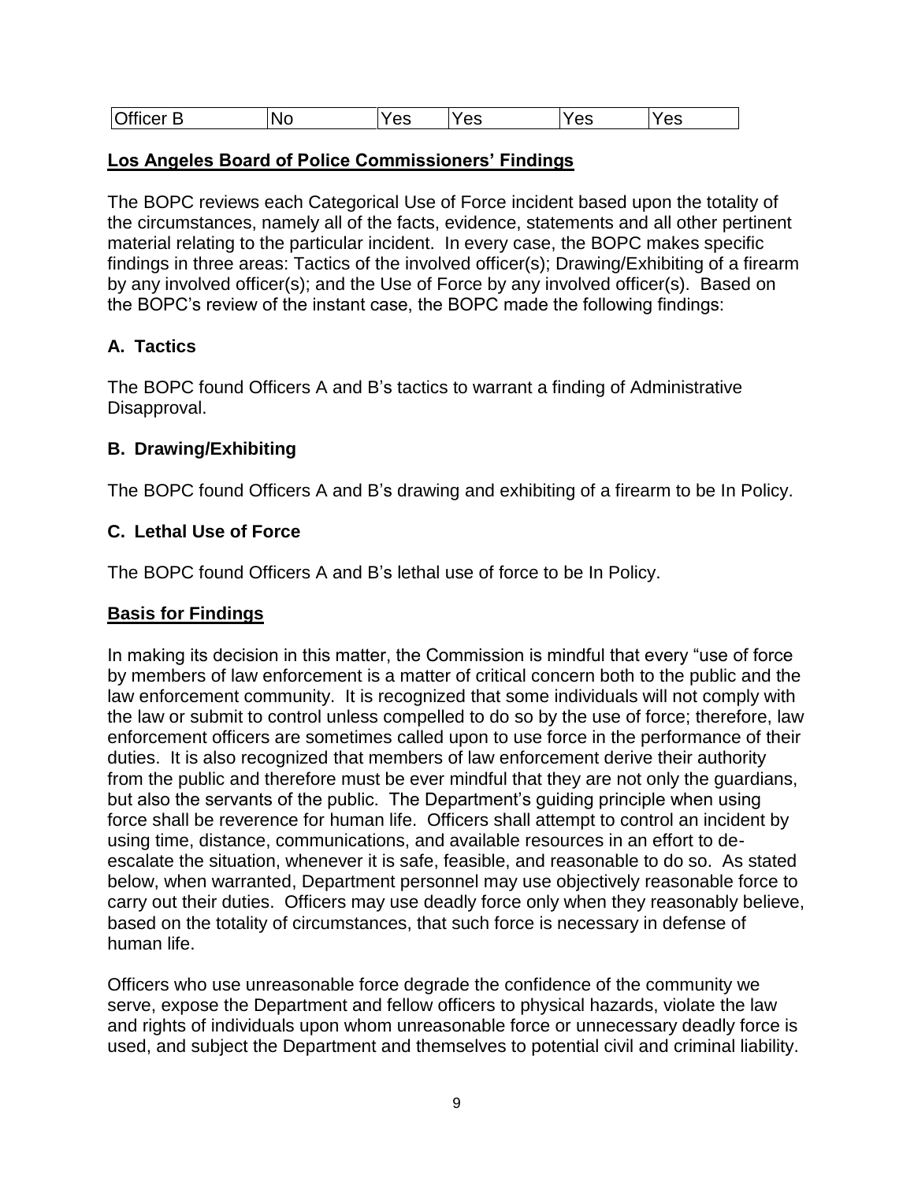| Officer B | No | Yes | Yes | Yes | Yes |
|---|---|---|---|---|---|

## Los Angeles Board of Police Commissioners' Findings

The BOPC reviews each Categorical Use of Force incident based upon the totality of the circumstances, namely all of the facts, evidence, statements and all other pertinent material relating to the particular incident. In every case, the BOPC makes specific findings in three areas: Tactics of the involved officer(s); Drawing/Exhibiting of a firearm by any involved officer(s); and the Use of Force by any involved officer(s). Based on the BOPC's review of the instant case, the BOPC made the following findings:

### A. Tactics

The BOPC found Officers A and B's tactics to warrant a finding of Administrative Disapproval.

### B. Drawing/Exhibiting

The BOPC found Officers A and B's drawing and exhibiting of a firearm to be In Policy.

### C. Lethal Use of Force

The BOPC found Officers A and B's lethal use of force to be In Policy.

## Basis for Findings

In making its decision in this matter, the Commission is mindful that every "use of force by members of law enforcement is a matter of critical concern both to the public and the law enforcement community. It is recognized that some individuals will not comply with the law or submit to control unless compelled to do so by the use of force; therefore, law enforcement officers are sometimes called upon to use force in the performance of their duties. It is also recognized that members of law enforcement derive their authority from the public and therefore must be ever mindful that they are not only the guardians, but also the servants of the public. The Department's guiding principle when using force shall be reverence for human life. Officers shall attempt to control an incident by using time, distance, communications, and available resources in an effort to de-escalate the situation, whenever it is safe, feasible, and reasonable to do so. As stated below, when warranted, Department personnel may use objectively reasonable force to carry out their duties. Officers may use deadly force only when they reasonably believe, based on the totality of circumstances, that such force is necessary in defense of human life.

Officers who use unreasonable force degrade the confidence of the community we serve, expose the Department and fellow officers to physical hazards, violate the law and rights of individuals upon whom unreasonable force or unnecessary deadly force is used, and subject the Department and themselves to potential civil and criminal liability.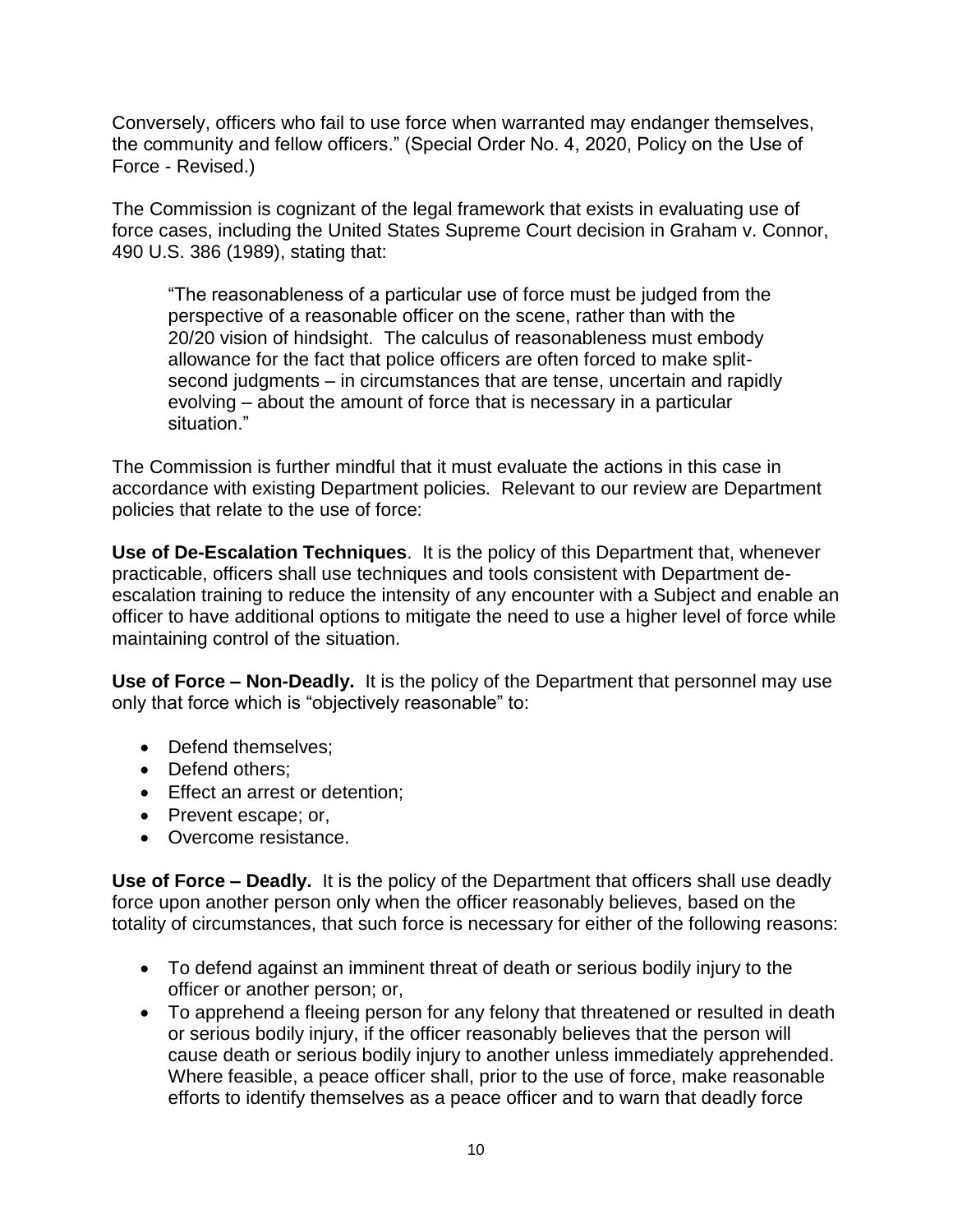Conversely, officers who fail to use force when warranted may endanger themselves, the community and fellow officers." (Special Order No. 4, 2020, Policy on the Use of Force - Revised.)

The Commission is cognizant of the legal framework that exists in evaluating use of force cases, including the United States Supreme Court decision in Graham v. Connor, 490 U.S. 386 (1989), stating that:

> "The reasonableness of a particular use of force must be judged from the perspective of a reasonable officer on the scene, rather than with the 20/20 vision of hindsight. The calculus of reasonableness must embody allowance for the fact that police officers are often forced to make split-second judgments – in circumstances that are tense, uncertain and rapidly evolving – about the amount of force that is necessary in a particular situation."

The Commission is further mindful that it must evaluate the actions in this case in accordance with existing Department policies. Relevant to our review are Department policies that relate to the use of force:

**Use of De-Escalation Techniques**. It is the policy of this Department that, whenever practicable, officers shall use techniques and tools consistent with Department de-escalation training to reduce the intensity of any encounter with a Subject and enable an officer to have additional options to mitigate the need to use a higher level of force while maintaining control of the situation.

**Use of Force – Non-Deadly.** It is the policy of the Department that personnel may use only that force which is "objectively reasonable" to:

- Defend themselves;
- Defend others;
- Effect an arrest or detention;
- Prevent escape; or,
- Overcome resistance.

**Use of Force – Deadly.** It is the policy of the Department that officers shall use deadly force upon another person only when the officer reasonably believes, based on the totality of circumstances, that such force is necessary for either of the following reasons:

- To defend against an imminent threat of death or serious bodily injury to the officer or another person; or,
- To apprehend a fleeing person for any felony that threatened or resulted in death or serious bodily injury, if the officer reasonably believes that the person will cause death or serious bodily injury to another unless immediately apprehended. Where feasible, a peace officer shall, prior to the use of force, make reasonable efforts to identify themselves as a peace officer and to warn that deadly force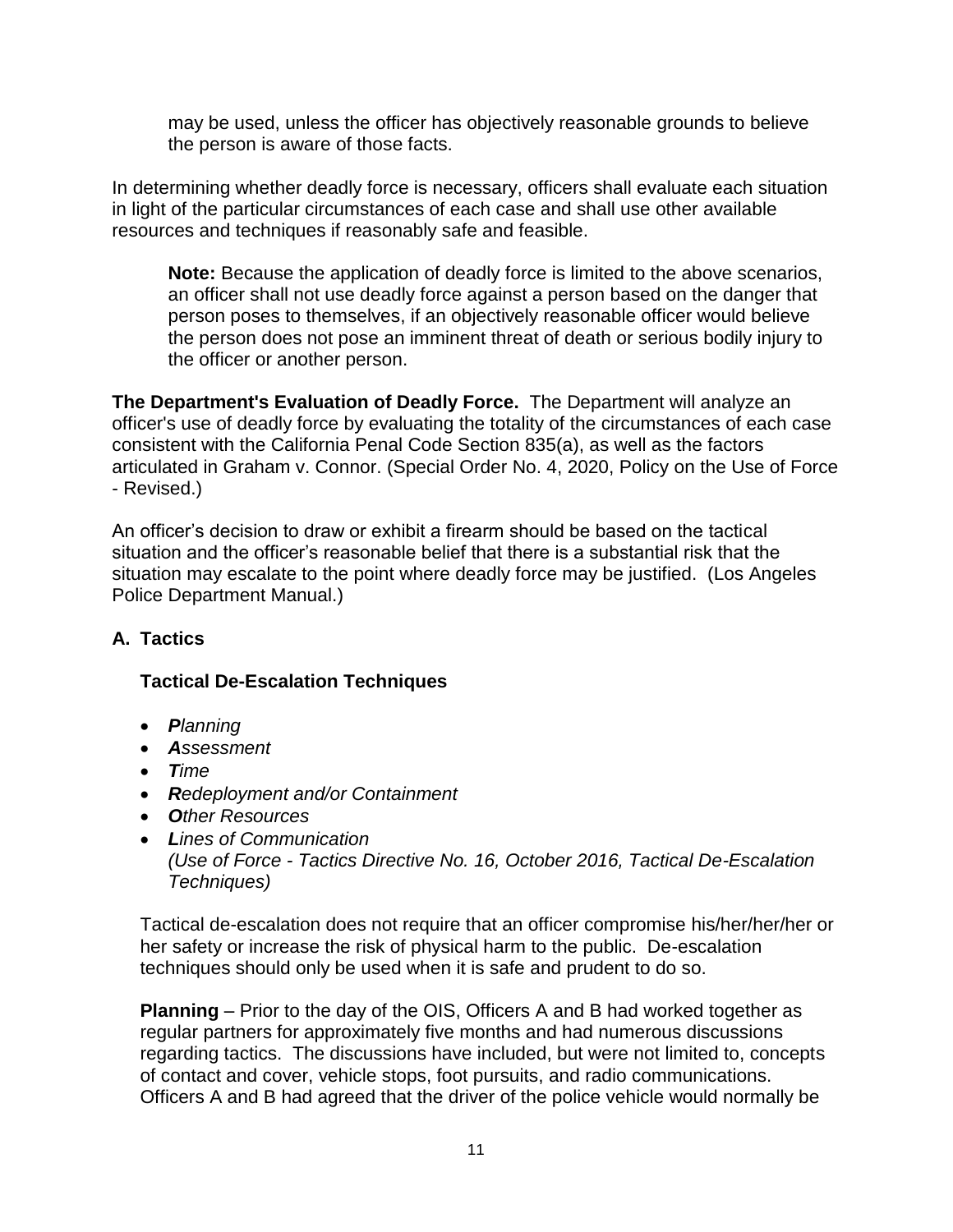may be used, unless the officer has objectively reasonable grounds to believe the person is aware of those facts.

In determining whether deadly force is necessary, officers shall evaluate each situation in light of the particular circumstances of each case and shall use other available resources and techniques if reasonably safe and feasible.

**Note:** Because the application of deadly force is limited to the above scenarios, an officer shall not use deadly force against a person based on the danger that person poses to themselves, if an objectively reasonable officer would believe the person does not pose an imminent threat of death or serious bodily injury to the officer or another person.

**The Department's Evaluation of Deadly Force.** The Department will analyze an officer's use of deadly force by evaluating the totality of the circumstances of each case consistent with the California Penal Code Section 835(a), as well as the factors articulated in Graham v. Connor. (Special Order No. 4, 2020, Policy on the Use of Force - Revised.)

An officer's decision to draw or exhibit a firearm should be based on the tactical situation and the officer's reasonable belief that there is a substantial risk that the situation may escalate to the point where deadly force may be justified. (Los Angeles Police Department Manual.)

## A. Tactics

### Tactical De-Escalation Techniques

- ***P****lanning*
- ***A****ssessment*
- ***T****ime*
- ***R****edeployment and/or Containment*
- ***O****ther Resources*
- ***L****ines of Communication*
  *(Use of Force - Tactics Directive No. 16, October 2016, Tactical De-Escalation Techniques)*

Tactical de-escalation does not require that an officer compromise his/her/her/her or her safety or increase the risk of physical harm to the public. De-escalation techniques should only be used when it is safe and prudent to do so.

**Planning** – Prior to the day of the OIS, Officers A and B had worked together as regular partners for approximately five months and had numerous discussions regarding tactics. The discussions have included, but were not limited to, concepts of contact and cover, vehicle stops, foot pursuits, and radio communications. Officers A and B had agreed that the driver of the police vehicle would normally be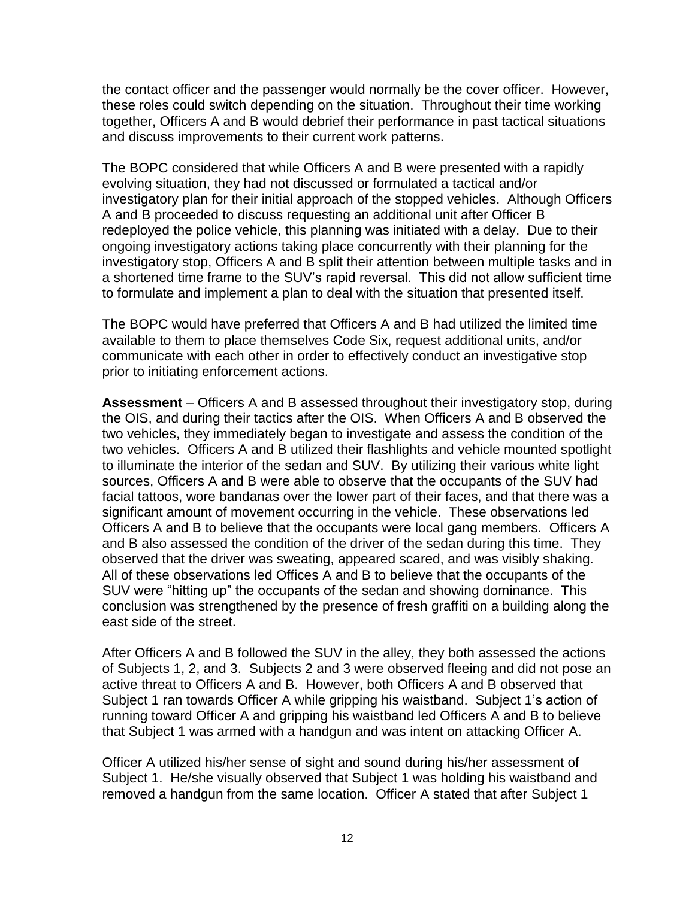the contact officer and the passenger would normally be the cover officer. However, these roles could switch depending on the situation. Throughout their time working together, Officers A and B would debrief their performance in past tactical situations and discuss improvements to their current work patterns.

The BOPC considered that while Officers A and B were presented with a rapidly evolving situation, they had not discussed or formulated a tactical and/or investigatory plan for their initial approach of the stopped vehicles. Although Officers A and B proceeded to discuss requesting an additional unit after Officer B redeployed the police vehicle, this planning was initiated with a delay. Due to their ongoing investigatory actions taking place concurrently with their planning for the investigatory stop, Officers A and B split their attention between multiple tasks and in a shortened time frame to the SUV's rapid reversal. This did not allow sufficient time to formulate and implement a plan to deal with the situation that presented itself.

The BOPC would have preferred that Officers A and B had utilized the limited time available to them to place themselves Code Six, request additional units, and/or communicate with each other in order to effectively conduct an investigative stop prior to initiating enforcement actions.

**Assessment** – Officers A and B assessed throughout their investigatory stop, during the OIS, and during their tactics after the OIS. When Officers A and B observed the two vehicles, they immediately began to investigate and assess the condition of the two vehicles. Officers A and B utilized their flashlights and vehicle mounted spotlight to illuminate the interior of the sedan and SUV. By utilizing their various white light sources, Officers A and B were able to observe that the occupants of the SUV had facial tattoos, wore bandanas over the lower part of their faces, and that there was a significant amount of movement occurring in the vehicle. These observations led Officers A and B to believe that the occupants were local gang members. Officers A and B also assessed the condition of the driver of the sedan during this time. They observed that the driver was sweating, appeared scared, and was visibly shaking. All of these observations led Offices A and B to believe that the occupants of the SUV were "hitting up" the occupants of the sedan and showing dominance. This conclusion was strengthened by the presence of fresh graffiti on a building along the east side of the street.

After Officers A and B followed the SUV in the alley, they both assessed the actions of Subjects 1, 2, and 3. Subjects 2 and 3 were observed fleeing and did not pose an active threat to Officers A and B. However, both Officers A and B observed that Subject 1 ran towards Officer A while gripping his waistband. Subject 1's action of running toward Officer A and gripping his waistband led Officers A and B to believe that Subject 1 was armed with a handgun and was intent on attacking Officer A.

Officer A utilized his/her sense of sight and sound during his/her assessment of Subject 1. He/she visually observed that Subject 1 was holding his waistband and removed a handgun from the same location. Officer A stated that after Subject 1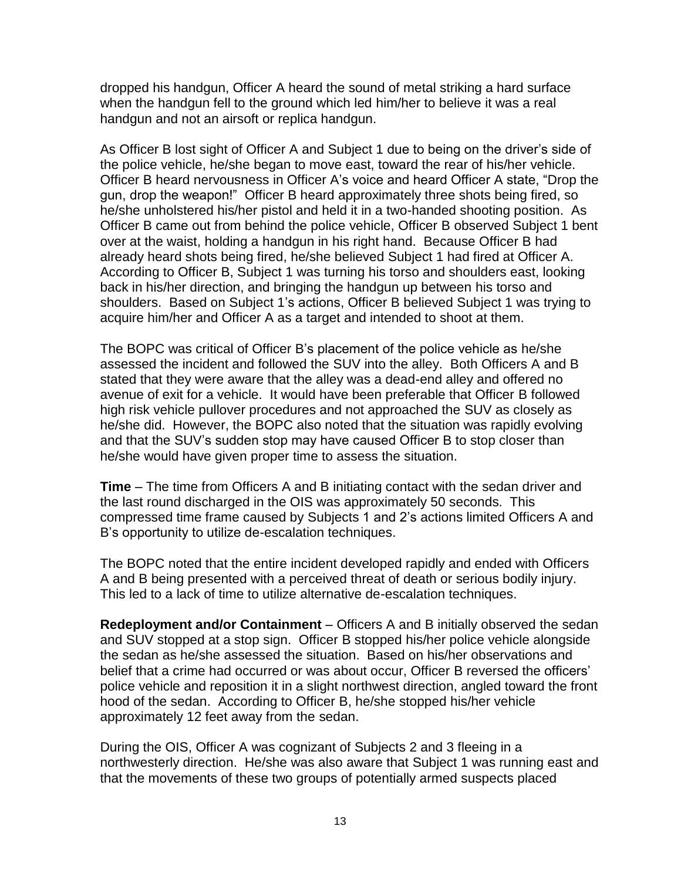dropped his handgun, Officer A heard the sound of metal striking a hard surface when the handgun fell to the ground which led him/her to believe it was a real handgun and not an airsoft or replica handgun.

As Officer B lost sight of Officer A and Subject 1 due to being on the driver's side of the police vehicle, he/she began to move east, toward the rear of his/her vehicle. Officer B heard nervousness in Officer A's voice and heard Officer A state, "Drop the gun, drop the weapon!" Officer B heard approximately three shots being fired, so he/she unholstered his/her pistol and held it in a two-handed shooting position. As Officer B came out from behind the police vehicle, Officer B observed Subject 1 bent over at the waist, holding a handgun in his right hand. Because Officer B had already heard shots being fired, he/she believed Subject 1 had fired at Officer A. According to Officer B, Subject 1 was turning his torso and shoulders east, looking back in his/her direction, and bringing the handgun up between his torso and shoulders. Based on Subject 1's actions, Officer B believed Subject 1 was trying to acquire him/her and Officer A as a target and intended to shoot at them.

The BOPC was critical of Officer B's placement of the police vehicle as he/she assessed the incident and followed the SUV into the alley. Both Officers A and B stated that they were aware that the alley was a dead-end alley and offered no avenue of exit for a vehicle. It would have been preferable that Officer B followed high risk vehicle pullover procedures and not approached the SUV as closely as he/she did. However, the BOPC also noted that the situation was rapidly evolving and that the SUV's sudden stop may have caused Officer B to stop closer than he/she would have given proper time to assess the situation.

**Time** – The time from Officers A and B initiating contact with the sedan driver and the last round discharged in the OIS was approximately 50 seconds. This compressed time frame caused by Subjects 1 and 2's actions limited Officers A and B's opportunity to utilize de-escalation techniques.

The BOPC noted that the entire incident developed rapidly and ended with Officers A and B being presented with a perceived threat of death or serious bodily injury. This led to a lack of time to utilize alternative de-escalation techniques.

**Redeployment and/or Containment** – Officers A and B initially observed the sedan and SUV stopped at a stop sign. Officer B stopped his/her police vehicle alongside the sedan as he/she assessed the situation. Based on his/her observations and belief that a crime had occurred or was about occur, Officer B reversed the officers' police vehicle and reposition it in a slight northwest direction, angled toward the front hood of the sedan. According to Officer B, he/she stopped his/her vehicle approximately 12 feet away from the sedan.

During the OIS, Officer A was cognizant of Subjects 2 and 3 fleeing in a northwesterly direction. He/she was also aware that Subject 1 was running east and that the movements of these two groups of potentially armed suspects placed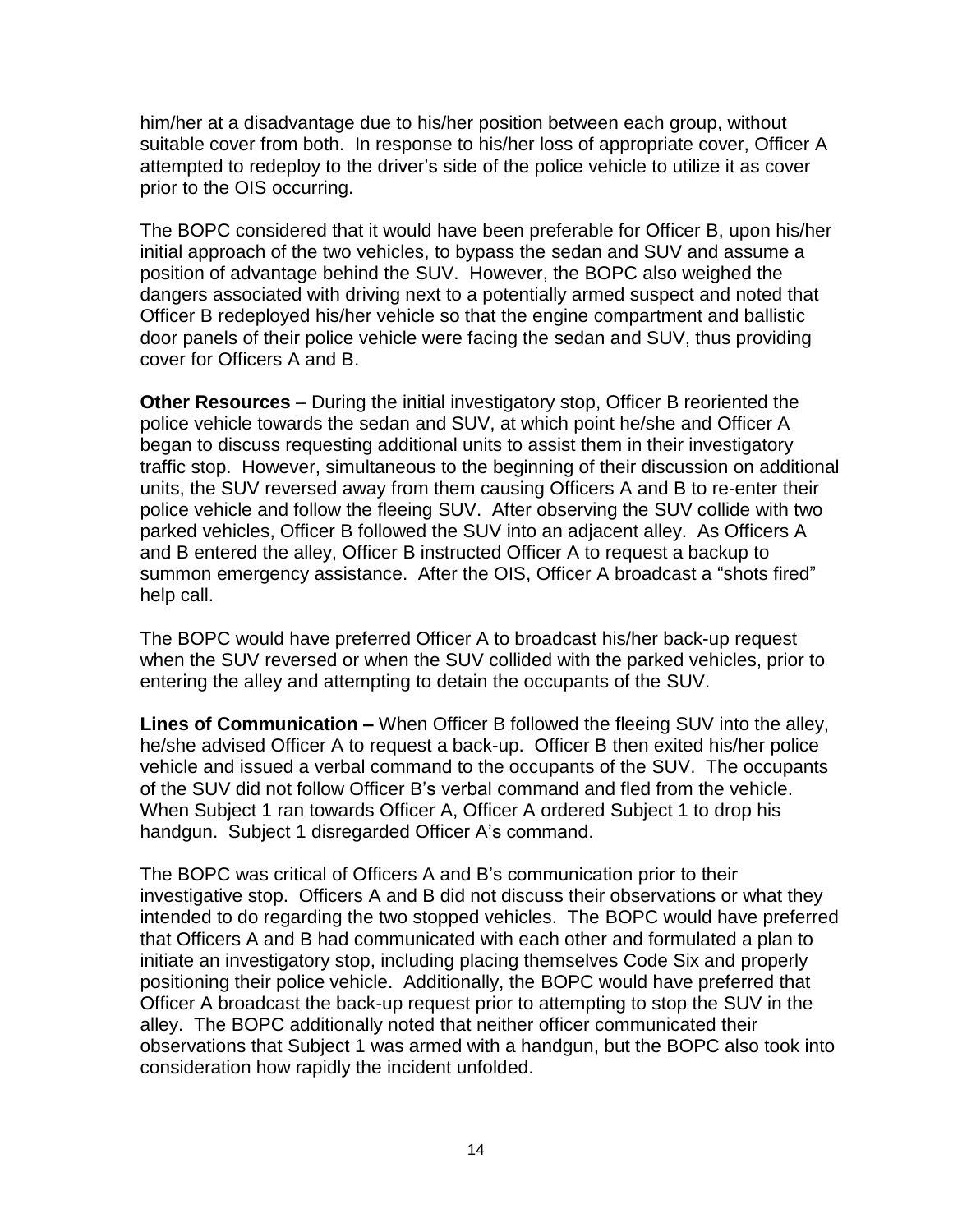him/her at a disadvantage due to his/her position between each group, without suitable cover from both. In response to his/her loss of appropriate cover, Officer A attempted to redeploy to the driver's side of the police vehicle to utilize it as cover prior to the OIS occurring.

The BOPC considered that it would have been preferable for Officer B, upon his/her initial approach of the two vehicles, to bypass the sedan and SUV and assume a position of advantage behind the SUV. However, the BOPC also weighed the dangers associated with driving next to a potentially armed suspect and noted that Officer B redeployed his/her vehicle so that the engine compartment and ballistic door panels of their police vehicle were facing the sedan and SUV, thus providing cover for Officers A and B.

**Other Resources** – During the initial investigatory stop, Officer B reoriented the police vehicle towards the sedan and SUV, at which point he/she and Officer A began to discuss requesting additional units to assist them in their investigatory traffic stop. However, simultaneous to the beginning of their discussion on additional units, the SUV reversed away from them causing Officers A and B to re-enter their police vehicle and follow the fleeing SUV. After observing the SUV collide with two parked vehicles, Officer B followed the SUV into an adjacent alley. As Officers A and B entered the alley, Officer B instructed Officer A to request a backup to summon emergency assistance. After the OIS, Officer A broadcast a "shots fired" help call.

The BOPC would have preferred Officer A to broadcast his/her back-up request when the SUV reversed or when the SUV collided with the parked vehicles, prior to entering the alley and attempting to detain the occupants of the SUV.

**Lines of Communication –** When Officer B followed the fleeing SUV into the alley, he/she advised Officer A to request a back-up. Officer B then exited his/her police vehicle and issued a verbal command to the occupants of the SUV. The occupants of the SUV did not follow Officer B's verbal command and fled from the vehicle. When Subject 1 ran towards Officer A, Officer A ordered Subject 1 to drop his handgun. Subject 1 disregarded Officer A's command.

The BOPC was critical of Officers A and B's communication prior to their investigative stop. Officers A and B did not discuss their observations or what they intended to do regarding the two stopped vehicles. The BOPC would have preferred that Officers A and B had communicated with each other and formulated a plan to initiate an investigatory stop, including placing themselves Code Six and properly positioning their police vehicle. Additionally, the BOPC would have preferred that Officer A broadcast the back-up request prior to attempting to stop the SUV in the alley. The BOPC additionally noted that neither officer communicated their observations that Subject 1 was armed with a handgun, but the BOPC also took into consideration how rapidly the incident unfolded.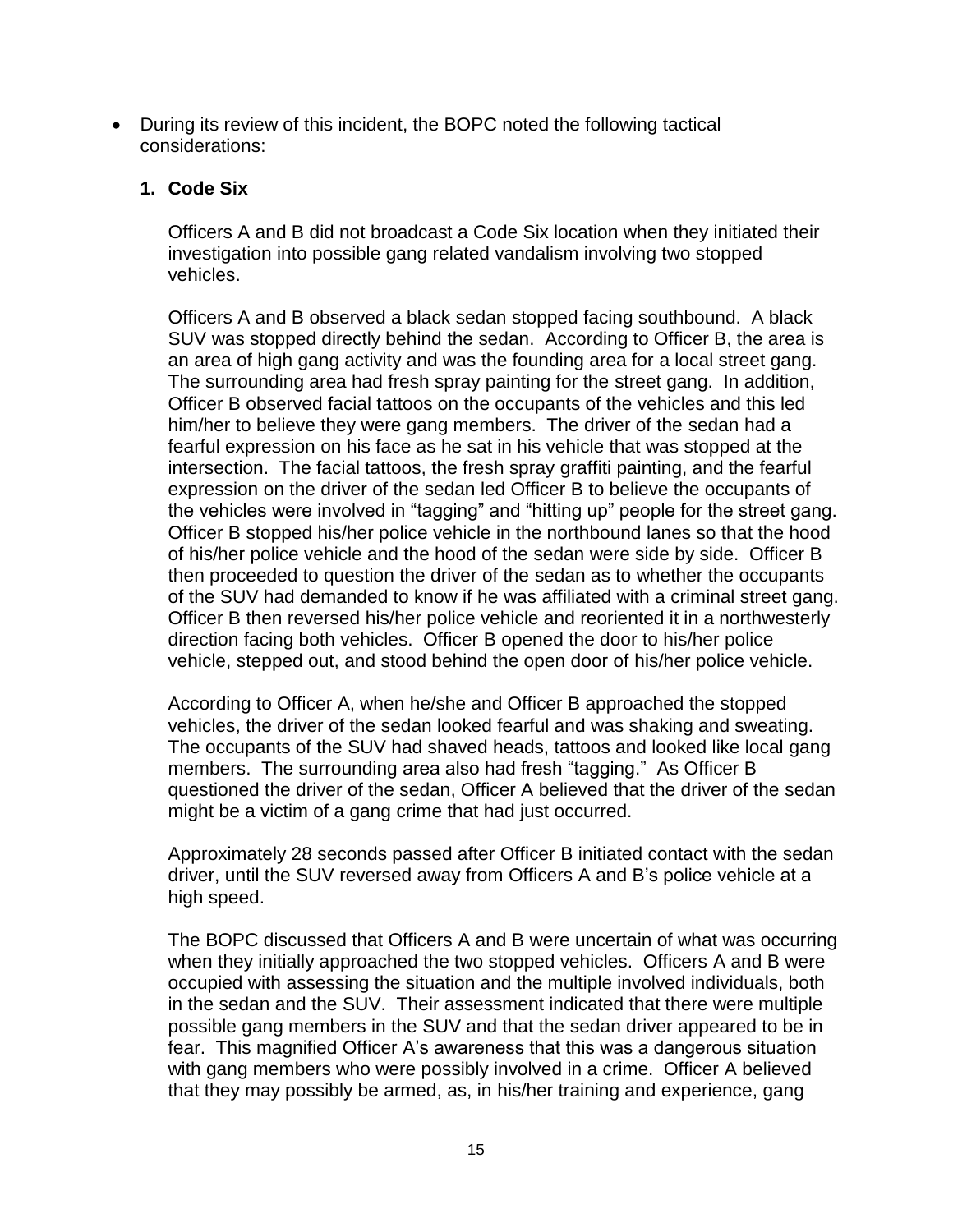- During its review of this incident, the BOPC noted the following tactical considerations:

  **1. Code Six**

  Officers A and B did not broadcast a Code Six location when they initiated their investigation into possible gang related vandalism involving two stopped vehicles.

  Officers A and B observed a black sedan stopped facing southbound. A black SUV was stopped directly behind the sedan. According to Officer B, the area is an area of high gang activity and was the founding area for a local street gang. The surrounding area had fresh spray painting for the street gang. In addition, Officer B observed facial tattoos on the occupants of the vehicles and this led him/her to believe they were gang members. The driver of the sedan had a fearful expression on his face as he sat in his vehicle that was stopped at the intersection. The facial tattoos, the fresh spray graffiti painting, and the fearful expression on the driver of the sedan led Officer B to believe the occupants of the vehicles were involved in "tagging" and "hitting up" people for the street gang. Officer B stopped his/her police vehicle in the northbound lanes so that the hood of his/her police vehicle and the hood of the sedan were side by side. Officer B then proceeded to question the driver of the sedan as to whether the occupants of the SUV had demanded to know if he was affiliated with a criminal street gang. Officer B then reversed his/her police vehicle and reoriented it in a northwesterly direction facing both vehicles. Officer B opened the door to his/her police vehicle, stepped out, and stood behind the open door of his/her police vehicle.

  According to Officer A, when he/she and Officer B approached the stopped vehicles, the driver of the sedan looked fearful and was shaking and sweating. The occupants of the SUV had shaved heads, tattoos and looked like local gang members. The surrounding area also had fresh "tagging." As Officer B questioned the driver of the sedan, Officer A believed that the driver of the sedan might be a victim of a gang crime that had just occurred.

  Approximately 28 seconds passed after Officer B initiated contact with the sedan driver, until the SUV reversed away from Officers A and B's police vehicle at a high speed.

  The BOPC discussed that Officers A and B were uncertain of what was occurring when they initially approached the two stopped vehicles. Officers A and B were occupied with assessing the situation and the multiple involved individuals, both in the sedan and the SUV. Their assessment indicated that there were multiple possible gang members in the SUV and that the sedan driver appeared to be in fear. This magnified Officer A's awareness that this was a dangerous situation with gang members who were possibly involved in a crime. Officer A believed that they may possibly be armed, as, in his/her training and experience, gang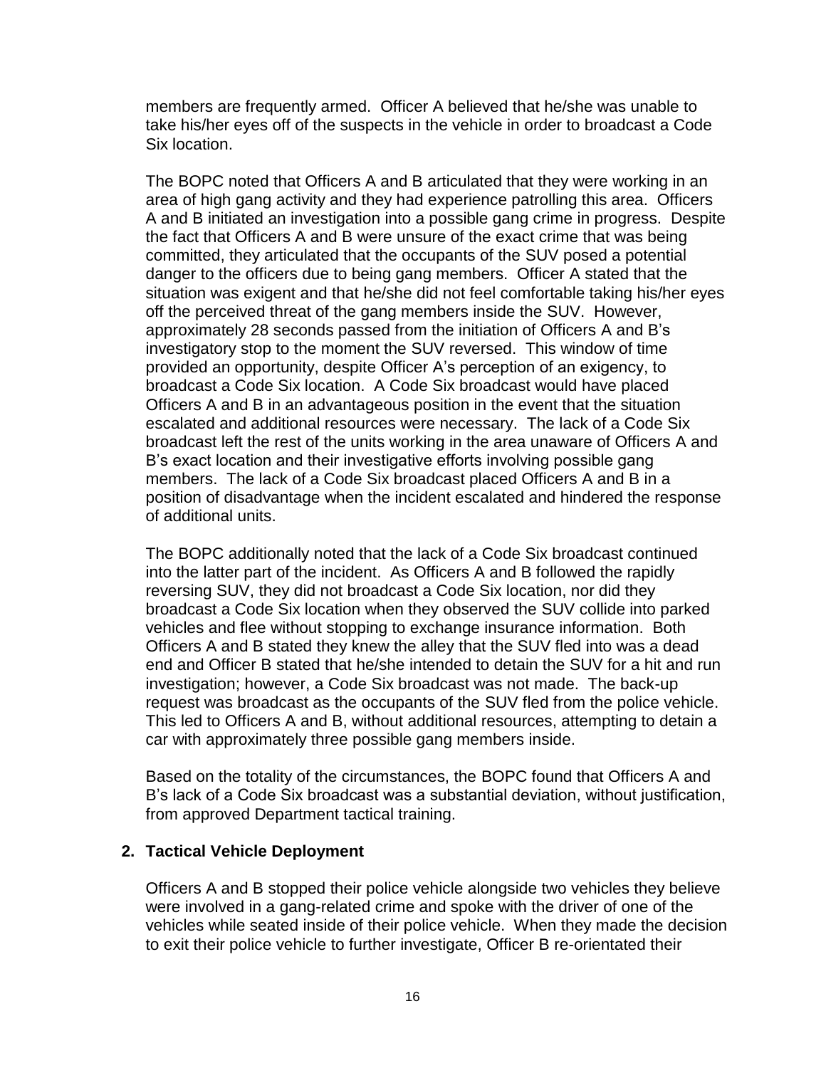members are frequently armed. Officer A believed that he/she was unable to take his/her eyes off of the suspects in the vehicle in order to broadcast a Code Six location.

The BOPC noted that Officers A and B articulated that they were working in an area of high gang activity and they had experience patrolling this area. Officers A and B initiated an investigation into a possible gang crime in progress. Despite the fact that Officers A and B were unsure of the exact crime that was being committed, they articulated that the occupants of the SUV posed a potential danger to the officers due to being gang members. Officer A stated that the situation was exigent and that he/she did not feel comfortable taking his/her eyes off the perceived threat of the gang members inside the SUV. However, approximately 28 seconds passed from the initiation of Officers A and B's investigatory stop to the moment the SUV reversed. This window of time provided an opportunity, despite Officer A's perception of an exigency, to broadcast a Code Six location. A Code Six broadcast would have placed Officers A and B in an advantageous position in the event that the situation escalated and additional resources were necessary. The lack of a Code Six broadcast left the rest of the units working in the area unaware of Officers A and B's exact location and their investigative efforts involving possible gang members. The lack of a Code Six broadcast placed Officers A and B in a position of disadvantage when the incident escalated and hindered the response of additional units.

The BOPC additionally noted that the lack of a Code Six broadcast continued into the latter part of the incident. As Officers A and B followed the rapidly reversing SUV, they did not broadcast a Code Six location, nor did they broadcast a Code Six location when they observed the SUV collide into parked vehicles and flee without stopping to exchange insurance information. Both Officers A and B stated they knew the alley that the SUV fled into was a dead end and Officer B stated that he/she intended to detain the SUV for a hit and run investigation; however, a Code Six broadcast was not made. The back-up request was broadcast as the occupants of the SUV fled from the police vehicle. This led to Officers A and B, without additional resources, attempting to detain a car with approximately three possible gang members inside.

Based on the totality of the circumstances, the BOPC found that Officers A and B's lack of a Code Six broadcast was a substantial deviation, without justification, from approved Department tactical training.

**2. Tactical Vehicle Deployment**

Officers A and B stopped their police vehicle alongside two vehicles they believe were involved in a gang-related crime and spoke with the driver of one of the vehicles while seated inside of their police vehicle. When they made the decision to exit their police vehicle to further investigate, Officer B re-orientated their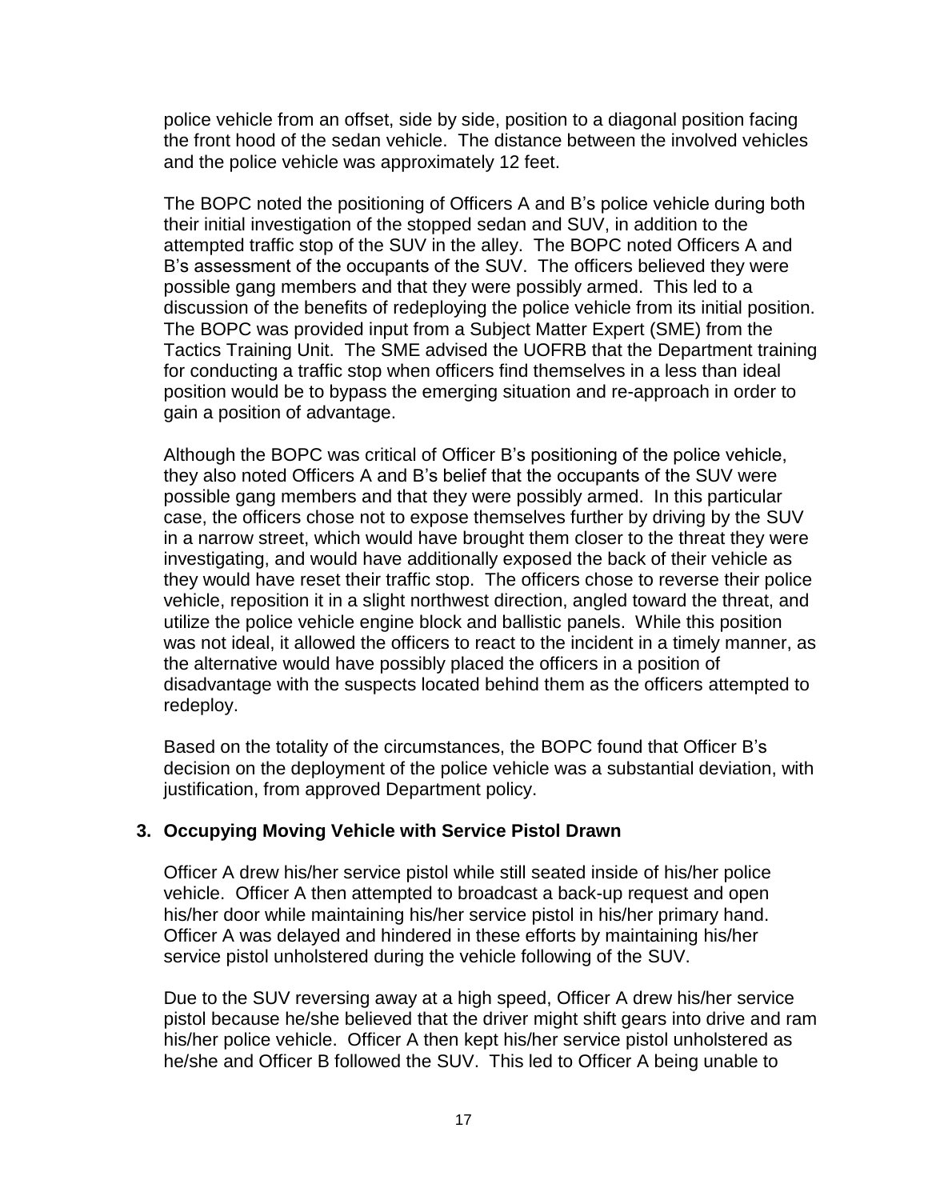police vehicle from an offset, side by side, position to a diagonal position facing the front hood of the sedan vehicle. The distance between the involved vehicles and the police vehicle was approximately 12 feet.

The BOPC noted the positioning of Officers A and B's police vehicle during both their initial investigation of the stopped sedan and SUV, in addition to the attempted traffic stop of the SUV in the alley. The BOPC noted Officers A and B's assessment of the occupants of the SUV. The officers believed they were possible gang members and that they were possibly armed. This led to a discussion of the benefits of redeploying the police vehicle from its initial position. The BOPC was provided input from a Subject Matter Expert (SME) from the Tactics Training Unit. The SME advised the UOFRB that the Department training for conducting a traffic stop when officers find themselves in a less than ideal position would be to bypass the emerging situation and re-approach in order to gain a position of advantage.

Although the BOPC was critical of Officer B's positioning of the police vehicle, they also noted Officers A and B's belief that the occupants of the SUV were possible gang members and that they were possibly armed. In this particular case, the officers chose not to expose themselves further by driving by the SUV in a narrow street, which would have brought them closer to the threat they were investigating, and would have additionally exposed the back of their vehicle as they would have reset their traffic stop. The officers chose to reverse their police vehicle, reposition it in a slight northwest direction, angled toward the threat, and utilize the police vehicle engine block and ballistic panels. While this position was not ideal, it allowed the officers to react to the incident in a timely manner, as the alternative would have possibly placed the officers in a position of disadvantage with the suspects located behind them as the officers attempted to redeploy.

Based on the totality of the circumstances, the BOPC found that Officer B's decision on the deployment of the police vehicle was a substantial deviation, with justification, from approved Department policy.

**3. Occupying Moving Vehicle with Service Pistol Drawn**

Officer A drew his/her service pistol while still seated inside of his/her police vehicle. Officer A then attempted to broadcast a back-up request and open his/her door while maintaining his/her service pistol in his/her primary hand. Officer A was delayed and hindered in these efforts by maintaining his/her service pistol unholstered during the vehicle following of the SUV.

Due to the SUV reversing away at a high speed, Officer A drew his/her service pistol because he/she believed that the driver might shift gears into drive and ram his/her police vehicle. Officer A then kept his/her service pistol unholstered as he/she and Officer B followed the SUV. This led to Officer A being unable to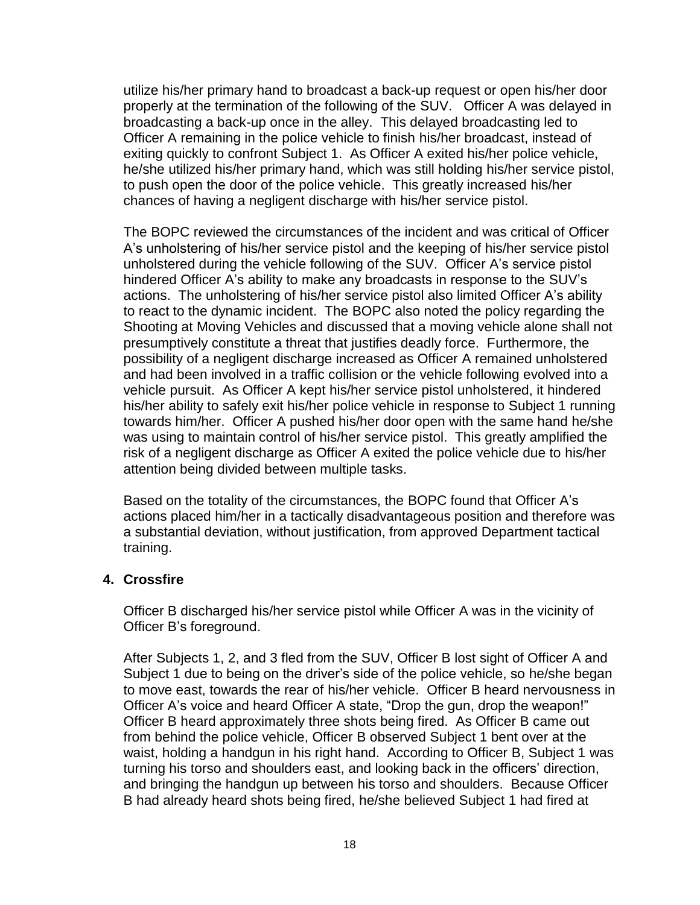utilize his/her primary hand to broadcast a back-up request or open his/her door properly at the termination of the following of the SUV. Officer A was delayed in broadcasting a back-up once in the alley. This delayed broadcasting led to Officer A remaining in the police vehicle to finish his/her broadcast, instead of exiting quickly to confront Subject 1. As Officer A exited his/her police vehicle, he/she utilized his/her primary hand, which was still holding his/her service pistol, to push open the door of the police vehicle. This greatly increased his/her chances of having a negligent discharge with his/her service pistol.

The BOPC reviewed the circumstances of the incident and was critical of Officer A's unholstering of his/her service pistol and the keeping of his/her service pistol unholstered during the vehicle following of the SUV. Officer A's service pistol hindered Officer A's ability to make any broadcasts in response to the SUV's actions. The unholstering of his/her service pistol also limited Officer A's ability to react to the dynamic incident. The BOPC also noted the policy regarding the Shooting at Moving Vehicles and discussed that a moving vehicle alone shall not presumptively constitute a threat that justifies deadly force. Furthermore, the possibility of a negligent discharge increased as Officer A remained unholstered and had been involved in a traffic collision or the vehicle following evolved into a vehicle pursuit. As Officer A kept his/her service pistol unholstered, it hindered his/her ability to safely exit his/her police vehicle in response to Subject 1 running towards him/her. Officer A pushed his/her door open with the same hand he/she was using to maintain control of his/her service pistol. This greatly amplified the risk of a negligent discharge as Officer A exited the police vehicle due to his/her attention being divided between multiple tasks.

Based on the totality of the circumstances, the BOPC found that Officer A's actions placed him/her in a tactically disadvantageous position and therefore was a substantial deviation, without justification, from approved Department tactical training.

**4. Crossfire**

Officer B discharged his/her service pistol while Officer A was in the vicinity of Officer B's foreground.

After Subjects 1, 2, and 3 fled from the SUV, Officer B lost sight of Officer A and Subject 1 due to being on the driver's side of the police vehicle, so he/she began to move east, towards the rear of his/her vehicle. Officer B heard nervousness in Officer A's voice and heard Officer A state, "Drop the gun, drop the weapon!" Officer B heard approximately three shots being fired. As Officer B came out from behind the police vehicle, Officer B observed Subject 1 bent over at the waist, holding a handgun in his right hand. According to Officer B, Subject 1 was turning his torso and shoulders east, and looking back in the officers' direction, and bringing the handgun up between his torso and shoulders. Because Officer B had already heard shots being fired, he/she believed Subject 1 had fired at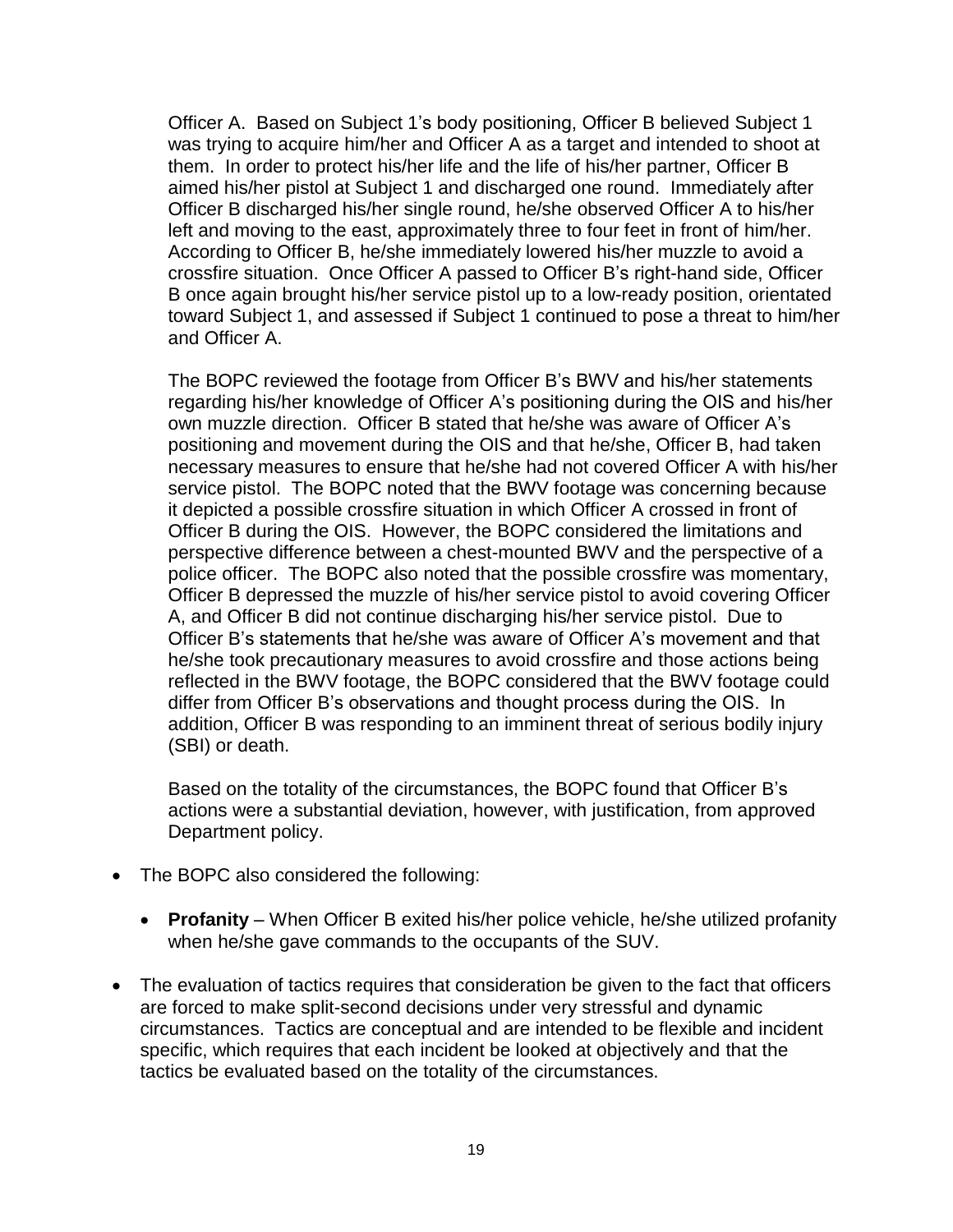Officer A. Based on Subject 1's body positioning, Officer B believed Subject 1 was trying to acquire him/her and Officer A as a target and intended to shoot at them. In order to protect his/her life and the life of his/her partner, Officer B aimed his/her pistol at Subject 1 and discharged one round. Immediately after Officer B discharged his/her single round, he/she observed Officer A to his/her left and moving to the east, approximately three to four feet in front of him/her. According to Officer B, he/she immediately lowered his/her muzzle to avoid a crossfire situation. Once Officer A passed to Officer B's right-hand side, Officer B once again brought his/her service pistol up to a low-ready position, orientated toward Subject 1, and assessed if Subject 1 continued to pose a threat to him/her and Officer A.

The BOPC reviewed the footage from Officer B's BWV and his/her statements regarding his/her knowledge of Officer A's positioning during the OIS and his/her own muzzle direction. Officer B stated that he/she was aware of Officer A's positioning and movement during the OIS and that he/she, Officer B, had taken necessary measures to ensure that he/she had not covered Officer A with his/her service pistol. The BOPC noted that the BWV footage was concerning because it depicted a possible crossfire situation in which Officer A crossed in front of Officer B during the OIS. However, the BOPC considered the limitations and perspective difference between a chest-mounted BWV and the perspective of a police officer. The BOPC also noted that the possible crossfire was momentary, Officer B depressed the muzzle of his/her service pistol to avoid covering Officer A, and Officer B did not continue discharging his/her service pistol. Due to Officer B's statements that he/she was aware of Officer A's movement and that he/she took precautionary measures to avoid crossfire and those actions being reflected in the BWV footage, the BOPC considered that the BWV footage could differ from Officer B's observations and thought process during the OIS. In addition, Officer B was responding to an imminent threat of serious bodily injury (SBI) or death.

Based on the totality of the circumstances, the BOPC found that Officer B's actions were a substantial deviation, however, with justification, from approved Department policy.

- The BOPC also considered the following:
  - **Profanity** – When Officer B exited his/her police vehicle, he/she utilized profanity when he/she gave commands to the occupants of the SUV.
- The evaluation of tactics requires that consideration be given to the fact that officers are forced to make split-second decisions under very stressful and dynamic circumstances. Tactics are conceptual and are intended to be flexible and incident specific, which requires that each incident be looked at objectively and that the tactics be evaluated based on the totality of the circumstances.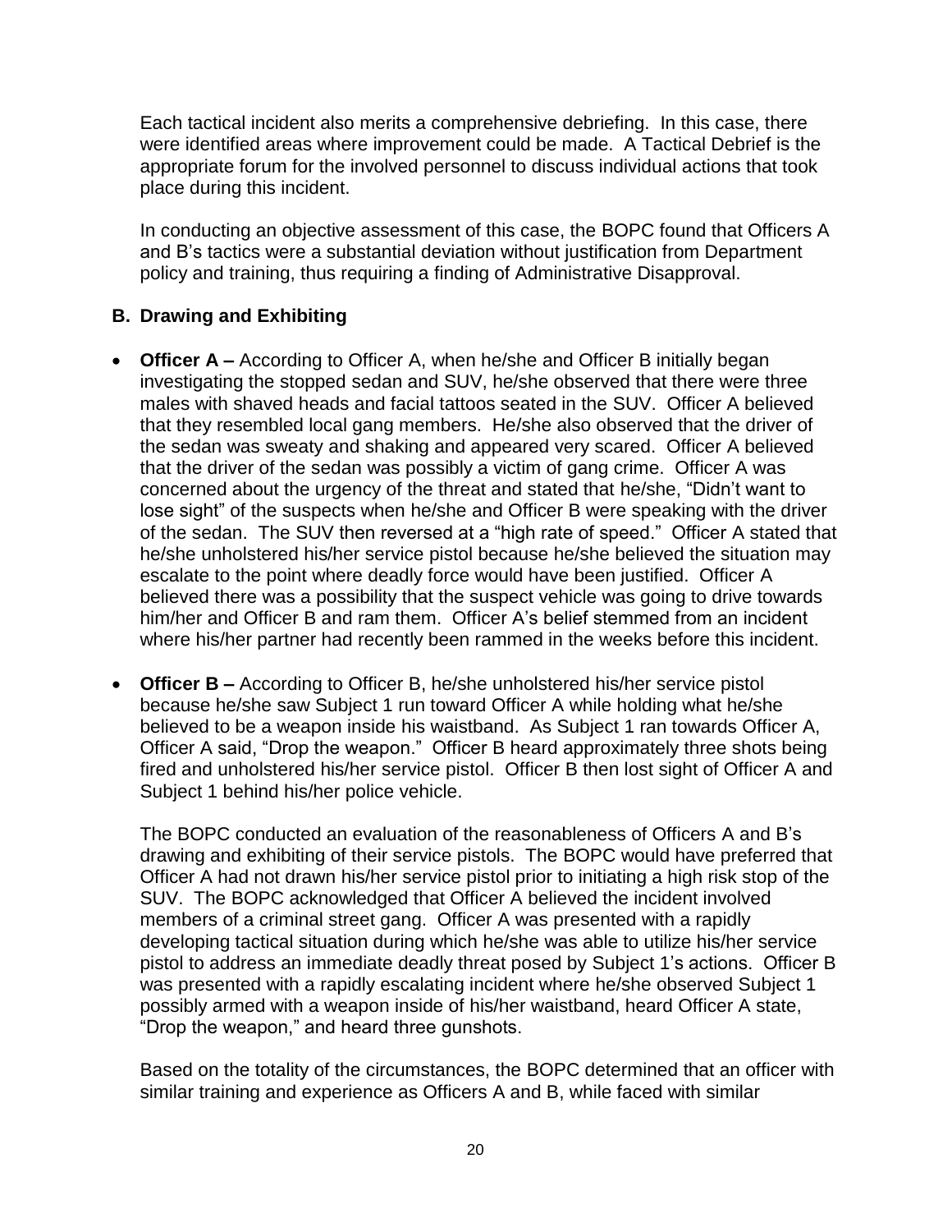Each tactical incident also merits a comprehensive debriefing. In this case, there were identified areas where improvement could be made. A Tactical Debrief is the appropriate forum for the involved personnel to discuss individual actions that took place during this incident.

In conducting an objective assessment of this case, the BOPC found that Officers A and B's tactics were a substantial deviation without justification from Department policy and training, thus requiring a finding of Administrative Disapproval.

## B. Drawing and Exhibiting

- **Officer A –** According to Officer A, when he/she and Officer B initially began investigating the stopped sedan and SUV, he/she observed that there were three males with shaved heads and facial tattoos seated in the SUV. Officer A believed that they resembled local gang members. He/she also observed that the driver of the sedan was sweaty and shaking and appeared very scared. Officer A believed that the driver of the sedan was possibly a victim of gang crime. Officer A was concerned about the urgency of the threat and stated that he/she, "Didn't want to lose sight" of the suspects when he/she and Officer B were speaking with the driver of the sedan. The SUV then reversed at a "high rate of speed." Officer A stated that he/she unholstered his/her service pistol because he/she believed the situation may escalate to the point where deadly force would have been justified. Officer A believed there was a possibility that the suspect vehicle was going to drive towards him/her and Officer B and ram them. Officer A's belief stemmed from an incident where his/her partner had recently been rammed in the weeks before this incident.

- **Officer B –** According to Officer B, he/she unholstered his/her service pistol because he/she saw Subject 1 run toward Officer A while holding what he/she believed to be a weapon inside his waistband. As Subject 1 ran towards Officer A, Officer A said, "Drop the weapon." Officer B heard approximately three shots being fired and unholstered his/her service pistol. Officer B then lost sight of Officer A and Subject 1 behind his/her police vehicle.

  The BOPC conducted an evaluation of the reasonableness of Officers A and B's drawing and exhibiting of their service pistols. The BOPC would have preferred that Officer A had not drawn his/her service pistol prior to initiating a high risk stop of the SUV. The BOPC acknowledged that Officer A believed the incident involved members of a criminal street gang. Officer A was presented with a rapidly developing tactical situation during which he/she was able to utilize his/her service pistol to address an immediate deadly threat posed by Subject 1's actions. Officer B was presented with a rapidly escalating incident where he/she observed Subject 1 possibly armed with a weapon inside of his/her waistband, heard Officer A state, "Drop the weapon," and heard three gunshots.

  Based on the totality of the circumstances, the BOPC determined that an officer with similar training and experience as Officers A and B, while faced with similar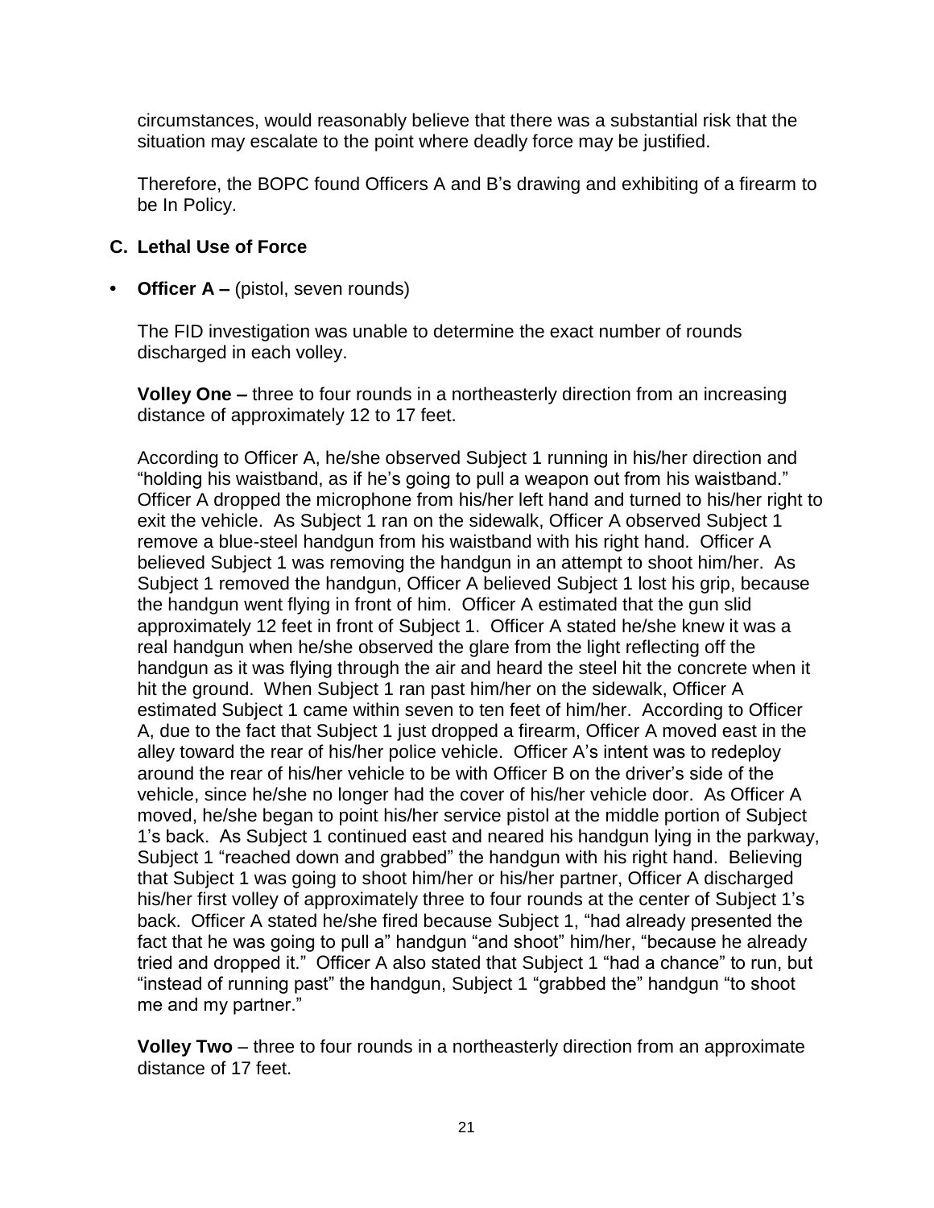circumstances, would reasonably believe that there was a substantial risk that the situation may escalate to the point where deadly force may be justified.

Therefore, the BOPC found Officers A and B's drawing and exhibiting of a firearm to be In Policy.

### C. Lethal Use of Force

- **Officer A –** (pistol, seven rounds)

The FID investigation was unable to determine the exact number of rounds discharged in each volley.

**Volley One –** three to four rounds in a northeasterly direction from an increasing distance of approximately 12 to 17 feet.

According to Officer A, he/she observed Subject 1 running in his/her direction and "holding his waistband, as if he's going to pull a weapon out from his waistband." Officer A dropped the microphone from his/her left hand and turned to his/her right to exit the vehicle. As Subject 1 ran on the sidewalk, Officer A observed Subject 1 remove a blue-steel handgun from his waistband with his right hand. Officer A believed Subject 1 was removing the handgun in an attempt to shoot him/her. As Subject 1 removed the handgun, Officer A believed Subject 1 lost his grip, because the handgun went flying in front of him. Officer A estimated that the gun slid approximately 12 feet in front of Subject 1. Officer A stated he/she knew it was a real handgun when he/she observed the glare from the light reflecting off the handgun as it was flying through the air and heard the steel hit the concrete when it hit the ground. When Subject 1 ran past him/her on the sidewalk, Officer A estimated Subject 1 came within seven to ten feet of him/her. According to Officer A, due to the fact that Subject 1 just dropped a firearm, Officer A moved east in the alley toward the rear of his/her police vehicle. Officer A's intent was to redeploy around the rear of his/her vehicle to be with Officer B on the driver's side of the vehicle, since he/she no longer had the cover of his/her vehicle door. As Officer A moved, he/she began to point his/her service pistol at the middle portion of Subject 1's back. As Subject 1 continued east and neared his handgun lying in the parkway, Subject 1 "reached down and grabbed" the handgun with his right hand. Believing that Subject 1 was going to shoot him/her or his/her partner, Officer A discharged his/her first volley of approximately three to four rounds at the center of Subject 1's back. Officer A stated he/she fired because Subject 1, "had already presented the fact that he was going to pull a" handgun "and shoot" him/her, "because he already tried and dropped it." Officer A also stated that Subject 1 "had a chance" to run, but "instead of running past" the handgun, Subject 1 "grabbed the" handgun "to shoot me and my partner."

**Volley Two** – three to four rounds in a northeasterly direction from an approximate distance of 17 feet.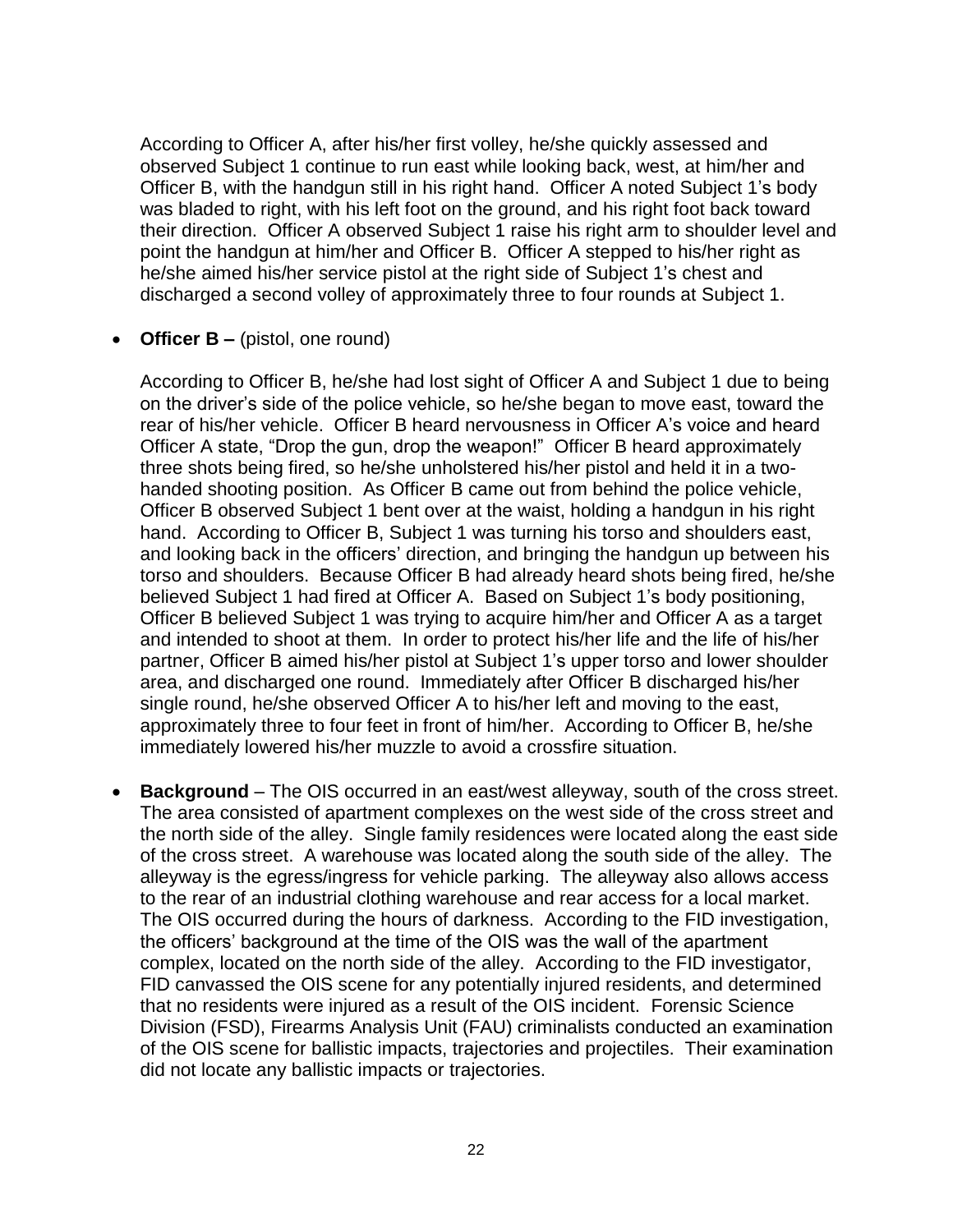According to Officer A, after his/her first volley, he/she quickly assessed and observed Subject 1 continue to run east while looking back, west, at him/her and Officer B, with the handgun still in his right hand. Officer A noted Subject 1's body was bladed to right, with his left foot on the ground, and his right foot back toward their direction. Officer A observed Subject 1 raise his right arm to shoulder level and point the handgun at him/her and Officer B. Officer A stepped to his/her right as he/she aimed his/her service pistol at the right side of Subject 1's chest and discharged a second volley of approximately three to four rounds at Subject 1.

- **Officer B –** (pistol, one round)

  According to Officer B, he/she had lost sight of Officer A and Subject 1 due to being on the driver's side of the police vehicle, so he/she began to move east, toward the rear of his/her vehicle. Officer B heard nervousness in Officer A's voice and heard Officer A state, "Drop the gun, drop the weapon!" Officer B heard approximately three shots being fired, so he/she unholstered his/her pistol and held it in a two-handed shooting position. As Officer B came out from behind the police vehicle, Officer B observed Subject 1 bent over at the waist, holding a handgun in his right hand. According to Officer B, Subject 1 was turning his torso and shoulders east, and looking back in the officers' direction, and bringing the handgun up between his torso and shoulders. Because Officer B had already heard shots being fired, he/she believed Subject 1 had fired at Officer A. Based on Subject 1's body positioning, Officer B believed Subject 1 was trying to acquire him/her and Officer A as a target and intended to shoot at them. In order to protect his/her life and the life of his/her partner, Officer B aimed his/her pistol at Subject 1's upper torso and lower shoulder area, and discharged one round. Immediately after Officer B discharged his/her single round, he/she observed Officer A to his/her left and moving to the east, approximately three to four feet in front of him/her. According to Officer B, he/she immediately lowered his/her muzzle to avoid a crossfire situation.

- **Background** – The OIS occurred in an east/west alleyway, south of the cross street. The area consisted of apartment complexes on the west side of the cross street and the north side of the alley. Single family residences were located along the east side of the cross street. A warehouse was located along the south side of the alley. The alleyway is the egress/ingress for vehicle parking. The alleyway also allows access to the rear of an industrial clothing warehouse and rear access for a local market. The OIS occurred during the hours of darkness. According to the FID investigation, the officers' background at the time of the OIS was the wall of the apartment complex, located on the north side of the alley. According to the FID investigator, FID canvassed the OIS scene for any potentially injured residents, and determined that no residents were injured as a result of the OIS incident. Forensic Science Division (FSD), Firearms Analysis Unit (FAU) criminalists conducted an examination of the OIS scene for ballistic impacts, trajectories and projectiles. Their examination did not locate any ballistic impacts or trajectories.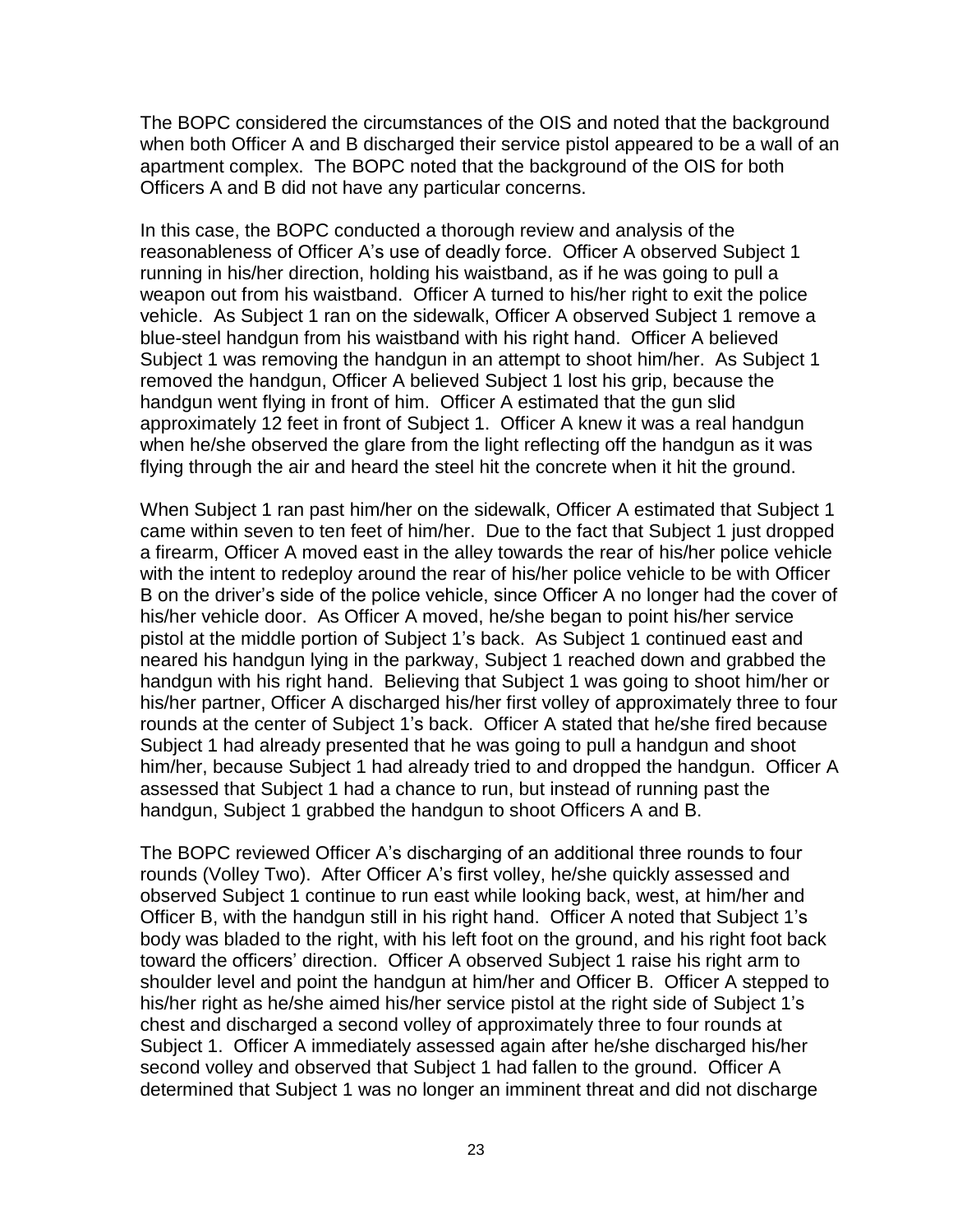The BOPC considered the circumstances of the OIS and noted that the background when both Officer A and B discharged their service pistol appeared to be a wall of an apartment complex. The BOPC noted that the background of the OIS for both Officers A and B did not have any particular concerns.

In this case, the BOPC conducted a thorough review and analysis of the reasonableness of Officer A's use of deadly force. Officer A observed Subject 1 running in his/her direction, holding his waistband, as if he was going to pull a weapon out from his waistband. Officer A turned to his/her right to exit the police vehicle. As Subject 1 ran on the sidewalk, Officer A observed Subject 1 remove a blue-steel handgun from his waistband with his right hand. Officer A believed Subject 1 was removing the handgun in an attempt to shoot him/her. As Subject 1 removed the handgun, Officer A believed Subject 1 lost his grip, because the handgun went flying in front of him. Officer A estimated that the gun slid approximately 12 feet in front of Subject 1. Officer A knew it was a real handgun when he/she observed the glare from the light reflecting off the handgun as it was flying through the air and heard the steel hit the concrete when it hit the ground.

When Subject 1 ran past him/her on the sidewalk, Officer A estimated that Subject 1 came within seven to ten feet of him/her. Due to the fact that Subject 1 just dropped a firearm, Officer A moved east in the alley towards the rear of his/her police vehicle with the intent to redeploy around the rear of his/her police vehicle to be with Officer B on the driver's side of the police vehicle, since Officer A no longer had the cover of his/her vehicle door. As Officer A moved, he/she began to point his/her service pistol at the middle portion of Subject 1's back. As Subject 1 continued east and neared his handgun lying in the parkway, Subject 1 reached down and grabbed the handgun with his right hand. Believing that Subject 1 was going to shoot him/her or his/her partner, Officer A discharged his/her first volley of approximately three to four rounds at the center of Subject 1's back. Officer A stated that he/she fired because Subject 1 had already presented that he was going to pull a handgun and shoot him/her, because Subject 1 had already tried to and dropped the handgun. Officer A assessed that Subject 1 had a chance to run, but instead of running past the handgun, Subject 1 grabbed the handgun to shoot Officers A and B.

The BOPC reviewed Officer A's discharging of an additional three rounds to four rounds (Volley Two). After Officer A's first volley, he/she quickly assessed and observed Subject 1 continue to run east while looking back, west, at him/her and Officer B, with the handgun still in his right hand. Officer A noted that Subject 1's body was bladed to the right, with his left foot on the ground, and his right foot back toward the officers' direction. Officer A observed Subject 1 raise his right arm to shoulder level and point the handgun at him/her and Officer B. Officer A stepped to his/her right as he/she aimed his/her service pistol at the right side of Subject 1's chest and discharged a second volley of approximately three to four rounds at Subject 1. Officer A immediately assessed again after he/she discharged his/her second volley and observed that Subject 1 had fallen to the ground. Officer A determined that Subject 1 was no longer an imminent threat and did not discharge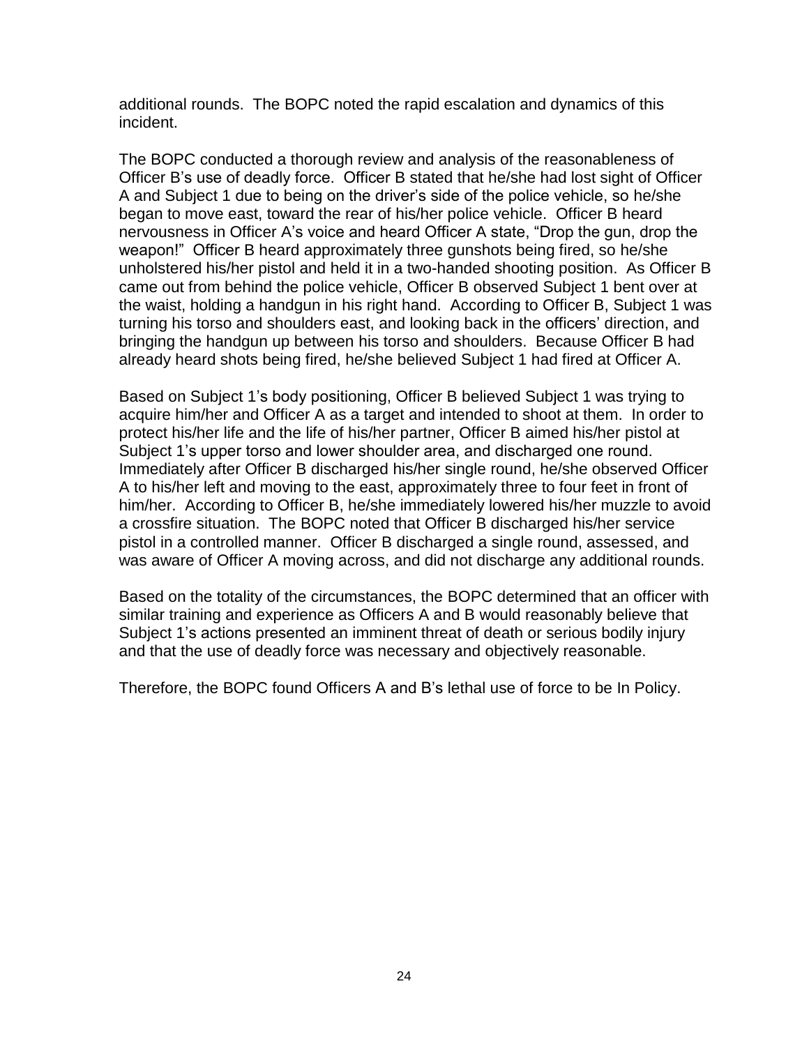additional rounds. The BOPC noted the rapid escalation and dynamics of this incident.

The BOPC conducted a thorough review and analysis of the reasonableness of Officer B's use of deadly force. Officer B stated that he/she had lost sight of Officer A and Subject 1 due to being on the driver's side of the police vehicle, so he/she began to move east, toward the rear of his/her police vehicle. Officer B heard nervousness in Officer A's voice and heard Officer A state, "Drop the gun, drop the weapon!" Officer B heard approximately three gunshots being fired, so he/she unholstered his/her pistol and held it in a two-handed shooting position. As Officer B came out from behind the police vehicle, Officer B observed Subject 1 bent over at the waist, holding a handgun in his right hand. According to Officer B, Subject 1 was turning his torso and shoulders east, and looking back in the officers' direction, and bringing the handgun up between his torso and shoulders. Because Officer B had already heard shots being fired, he/she believed Subject 1 had fired at Officer A.

Based on Subject 1's body positioning, Officer B believed Subject 1 was trying to acquire him/her and Officer A as a target and intended to shoot at them. In order to protect his/her life and the life of his/her partner, Officer B aimed his/her pistol at Subject 1's upper torso and lower shoulder area, and discharged one round. Immediately after Officer B discharged his/her single round, he/she observed Officer A to his/her left and moving to the east, approximately three to four feet in front of him/her. According to Officer B, he/she immediately lowered his/her muzzle to avoid a crossfire situation. The BOPC noted that Officer B discharged his/her service pistol in a controlled manner. Officer B discharged a single round, assessed, and was aware of Officer A moving across, and did not discharge any additional rounds.

Based on the totality of the circumstances, the BOPC determined that an officer with similar training and experience as Officers A and B would reasonably believe that Subject 1's actions presented an imminent threat of death or serious bodily injury and that the use of deadly force was necessary and objectively reasonable.

Therefore, the BOPC found Officers A and B's lethal use of force to be In Policy.